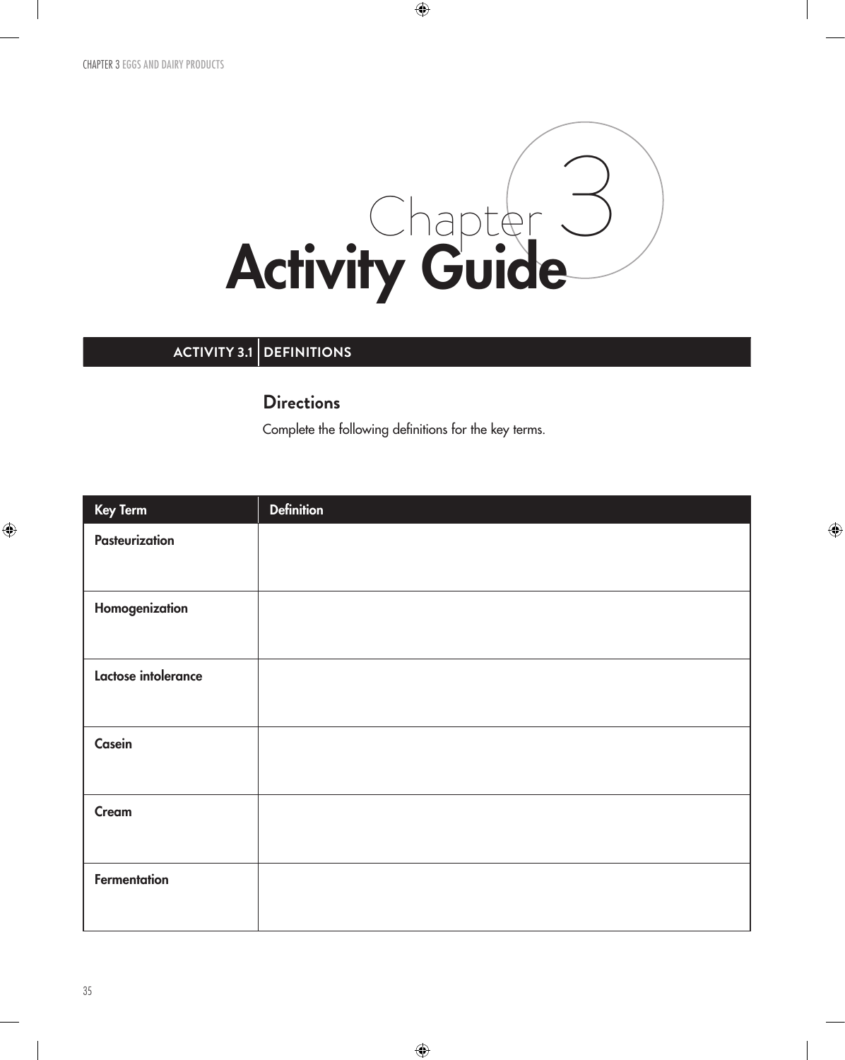# Chapter 3 Activity Guide

## ACTIVITY 3.1 | DEFINITIONS

### Directions

Complete the following definitions for the key terms.

| Key Term | Definition |
|---|---|
| **Pasteurization** | |
| **Homogenization** | |
| **Lactose intolerance** | |
| **Casein** | |
| **Cream** | |
| **Fermentation** | |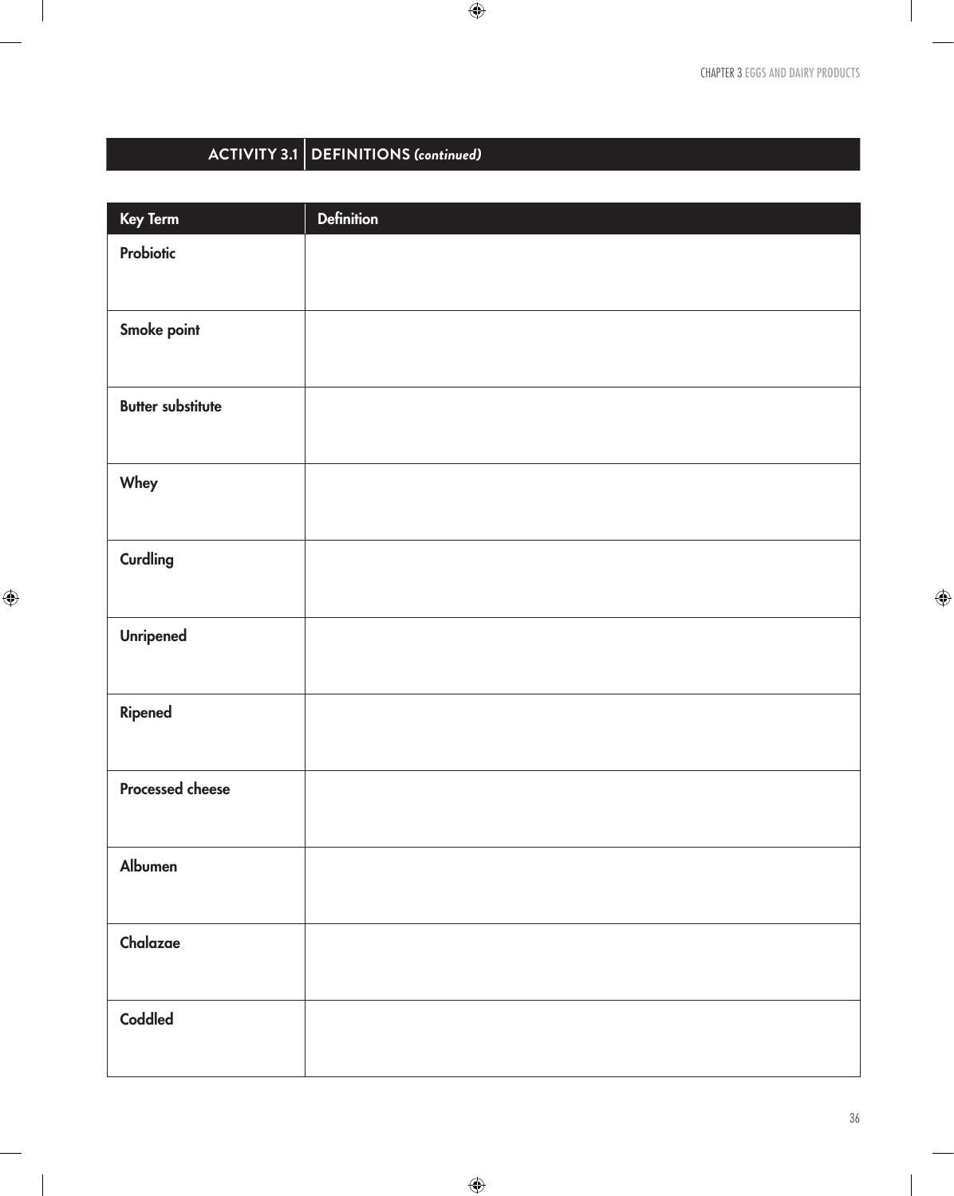## ACTIVITY 3.1 | DEFINITIONS *(continued)*

| Key Term | Definition |
|---|---|
| Probiotic | |
| Smoke point | |
| Butter substitute | |
| Whey | |
| Curdling | |
| Unripened | |
| Ripened | |
| Processed cheese | |
| Albumen | |
| Chalazae | |
| Coddled | |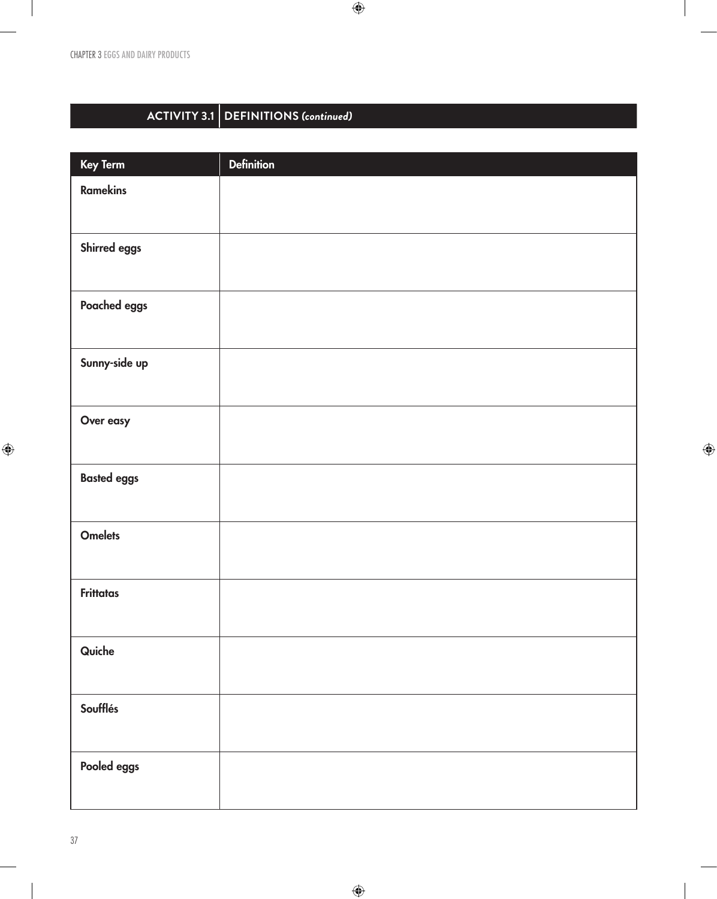## ACTIVITY 3.1 | DEFINITIONS *(continued)*

| Key Term | Definition |
|---|---|
| **Ramekins** | |
| **Shirred eggs** | |
| **Poached eggs** | |
| **Sunny-side up** | |
| **Over easy** | |
| **Basted eggs** | |
| **Omelets** | |
| **Frittatas** | |
| **Quiche** | |
| **Soufflés** | |
| **Pooled eggs** | |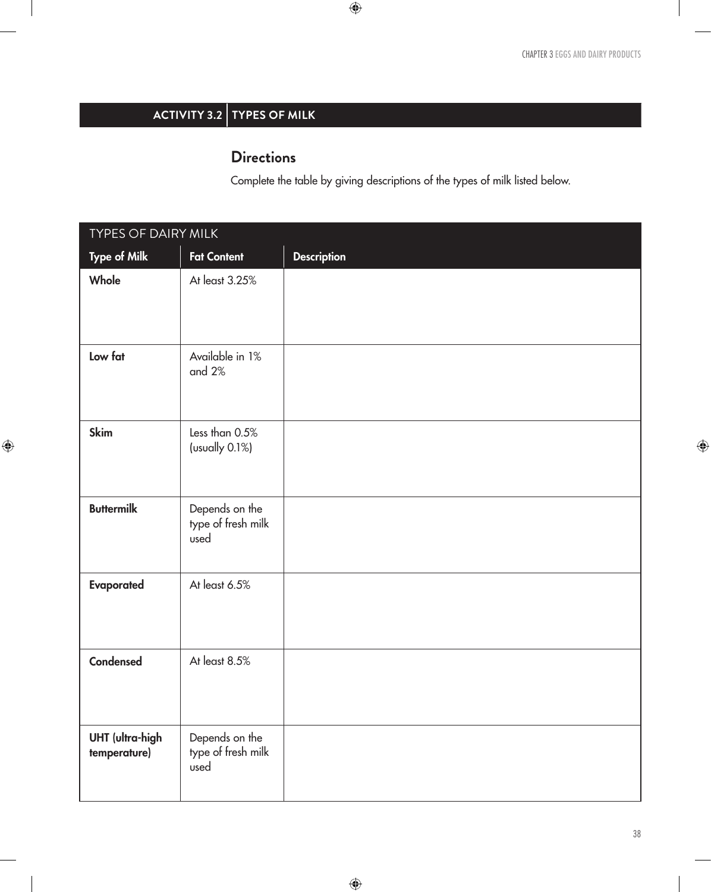## ACTIVITY 3.2 | TYPES OF MILK

### Directions

Complete the table by giving descriptions of the types of milk listed below.

| TYPES OF DAIRY MILK | | |
|---|---|---|
| **Type of Milk** | **Fat Content** | **Description** |
| **Whole** | At least 3.25% | |
| **Low fat** | Available in 1% and 2% | |
| **Skim** | Less than 0.5% (usually 0.1%) | |
| **Buttermilk** | Depends on the type of fresh milk used | |
| **Evaporated** | At least 6.5% | |
| **Condensed** | At least 8.5% | |
| **UHT (ultra-high temperature)** | Depends on the type of fresh milk used | |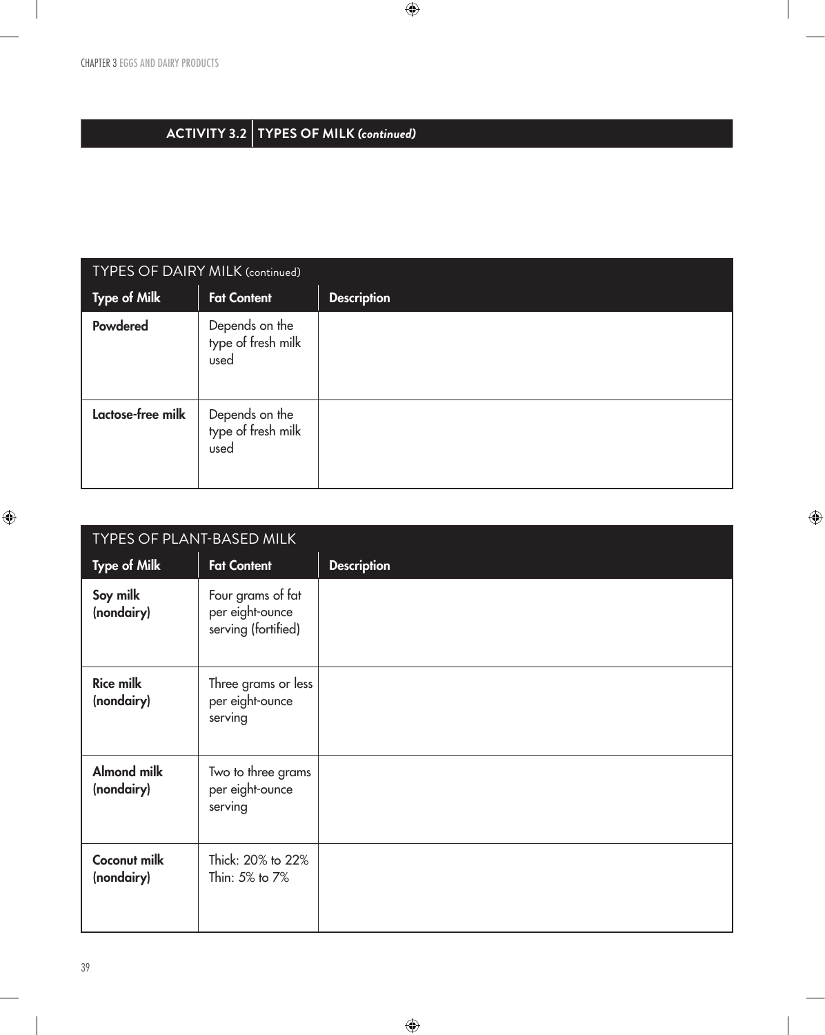## ACTIVITY 3.2 | TYPES OF MILK *(continued)*

| TYPES OF DAIRY MILK (continued) | | |
|---|---|---|
| **Type of Milk** | **Fat Content** | **Description** |
| **Powdered** | Depends on the type of fresh milk used | |
| **Lactose-free milk** | Depends on the type of fresh milk used | |

| TYPES OF PLANT-BASED MILK | | |
|---|---|---|
| **Type of Milk** | **Fat Content** | **Description** |
| **Soy milk (nondairy)** | Four grams of fat per eight-ounce serving (fortified) | |
| **Rice milk (nondairy)** | Three grams or less per eight-ounce serving | |
| **Almond milk (nondairy)** | Two to three grams per eight-ounce serving | |
| **Coconut milk (nondairy)** | Thick: 20% to 22% Thin: 5% to 7% | |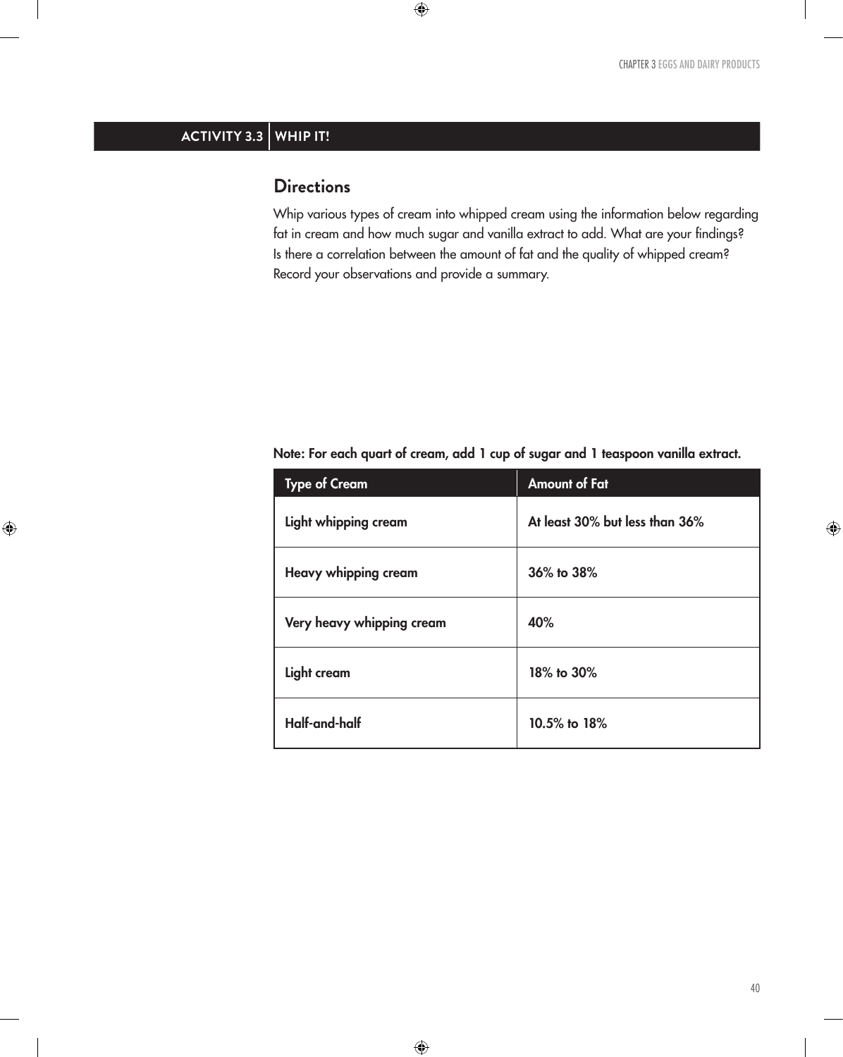## ACTIVITY 3.3 | WHIP IT!

### Directions

Whip various types of cream into whipped cream using the information below regarding fat in cream and how much sugar and vanilla extract to add. What are your findings? Is there a correlation between the amount of fat and the quality of whipped cream? Record your observations and provide a summary.

**Note: For each quart of cream, add 1 cup of sugar and 1 teaspoon vanilla extract.**

| Type of Cream | Amount of Fat |
|---|---|
| Light whipping cream | At least 30% but less than 36% |
| Heavy whipping cream | 36% to 38% |
| Very heavy whipping cream | 40% |
| Light cream | 18% to 30% |
| Half-and-half | 10.5% to 18% |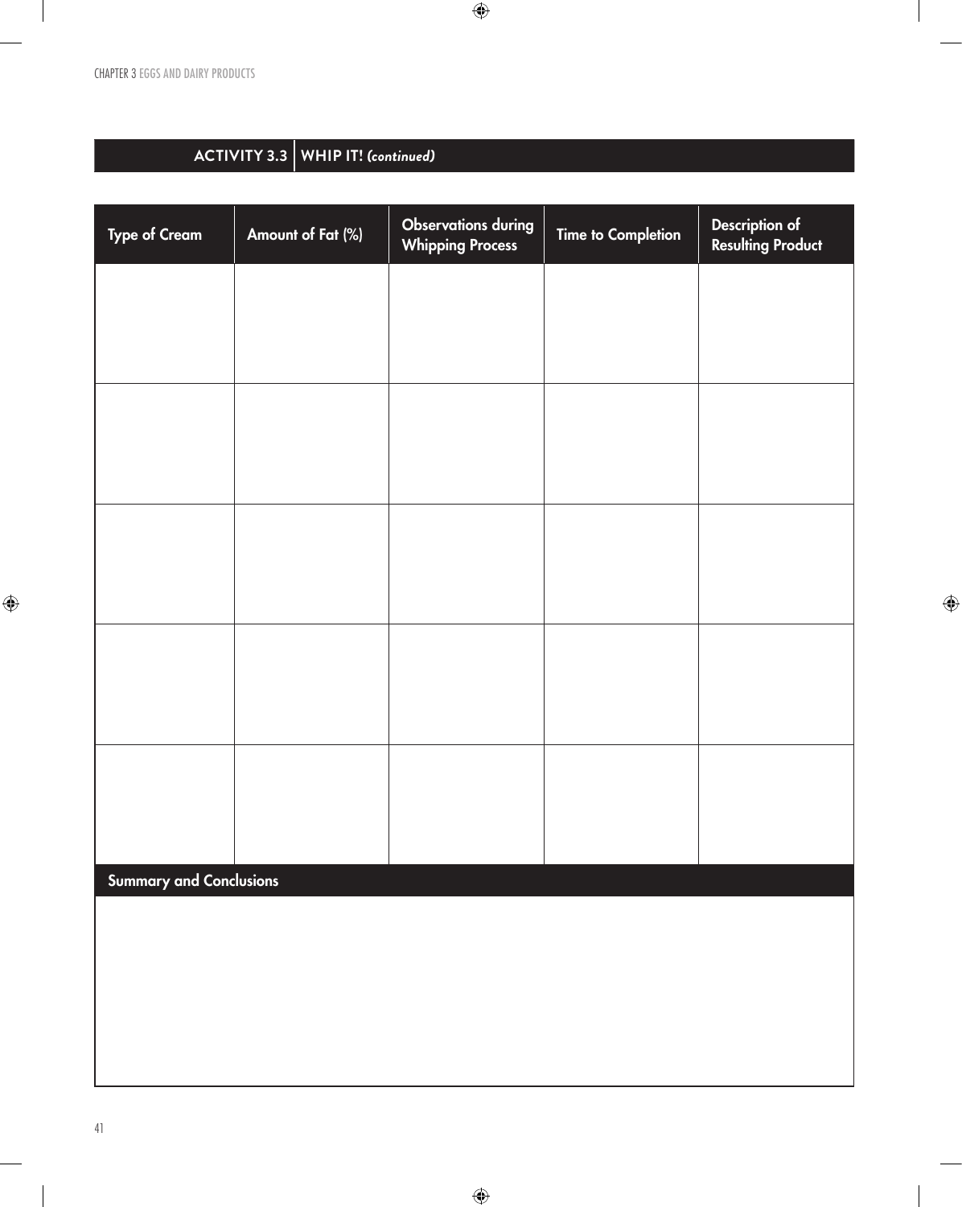## ACTIVITY 3.3 | WHIP IT! *(continued)*

| Type of Cream | Amount of Fat (%) | Observations during Whipping Process | Time to Completion | Description of Resulting Product |
|---|---|---|---|---|
| | | | | |
| | | | | |
| | | | | |
| | | | | |
| | | | | |

**Summary and Conclusions**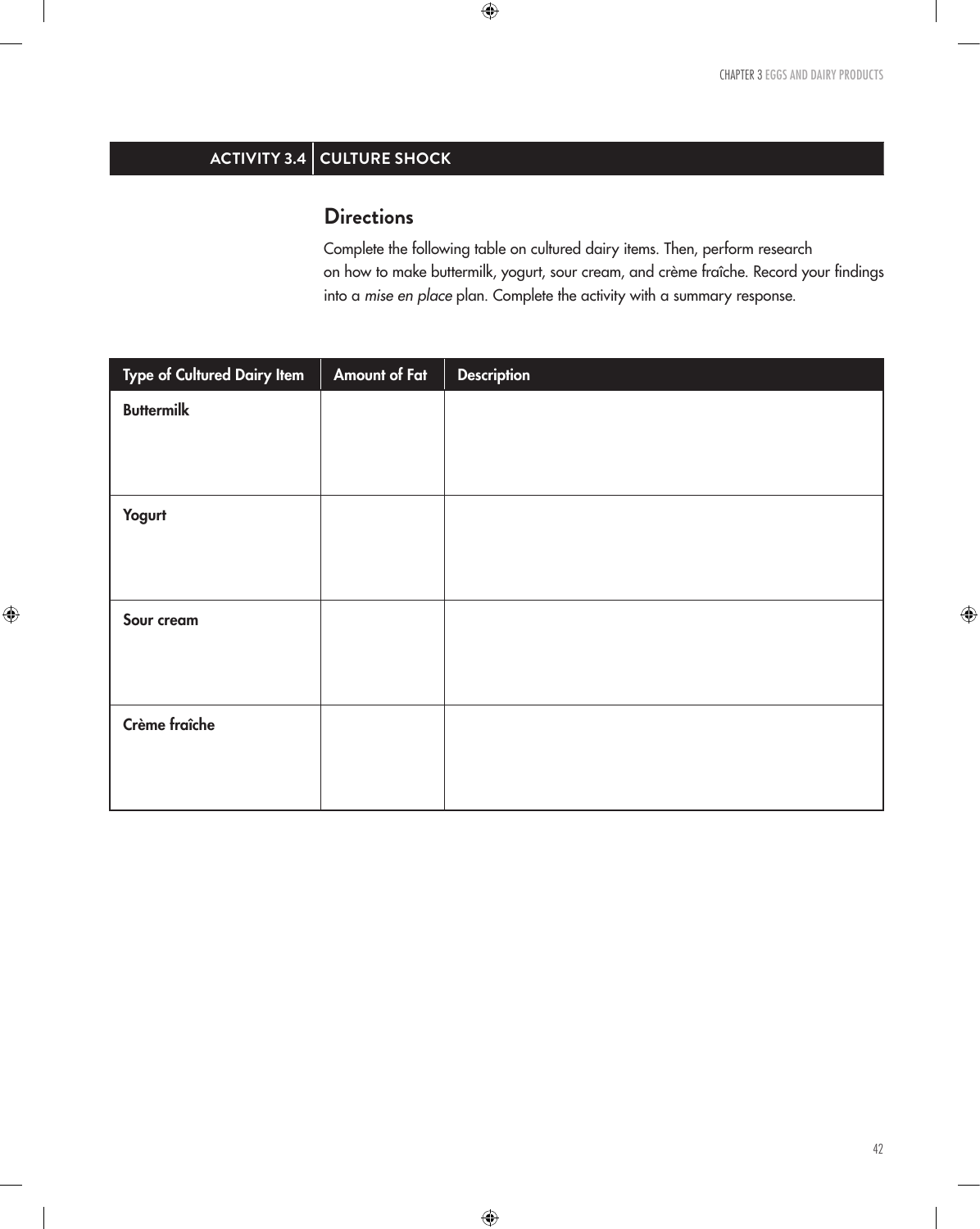## ACTIVITY 3.4 | CULTURE SHOCK

### Directions

Complete the following table on cultured dairy items. Then, perform research on how to make buttermilk, yogurt, sour cream, and crème fraîche. Record your findings into a *mise en place* plan. Complete the activity with a summary response.

| Type of Cultured Dairy Item | Amount of Fat | Description |
|---|---|---|
| **Buttermilk** | | |
| **Yogurt** | | |
| **Sour cream** | | |
| **Crème fraîche** | | |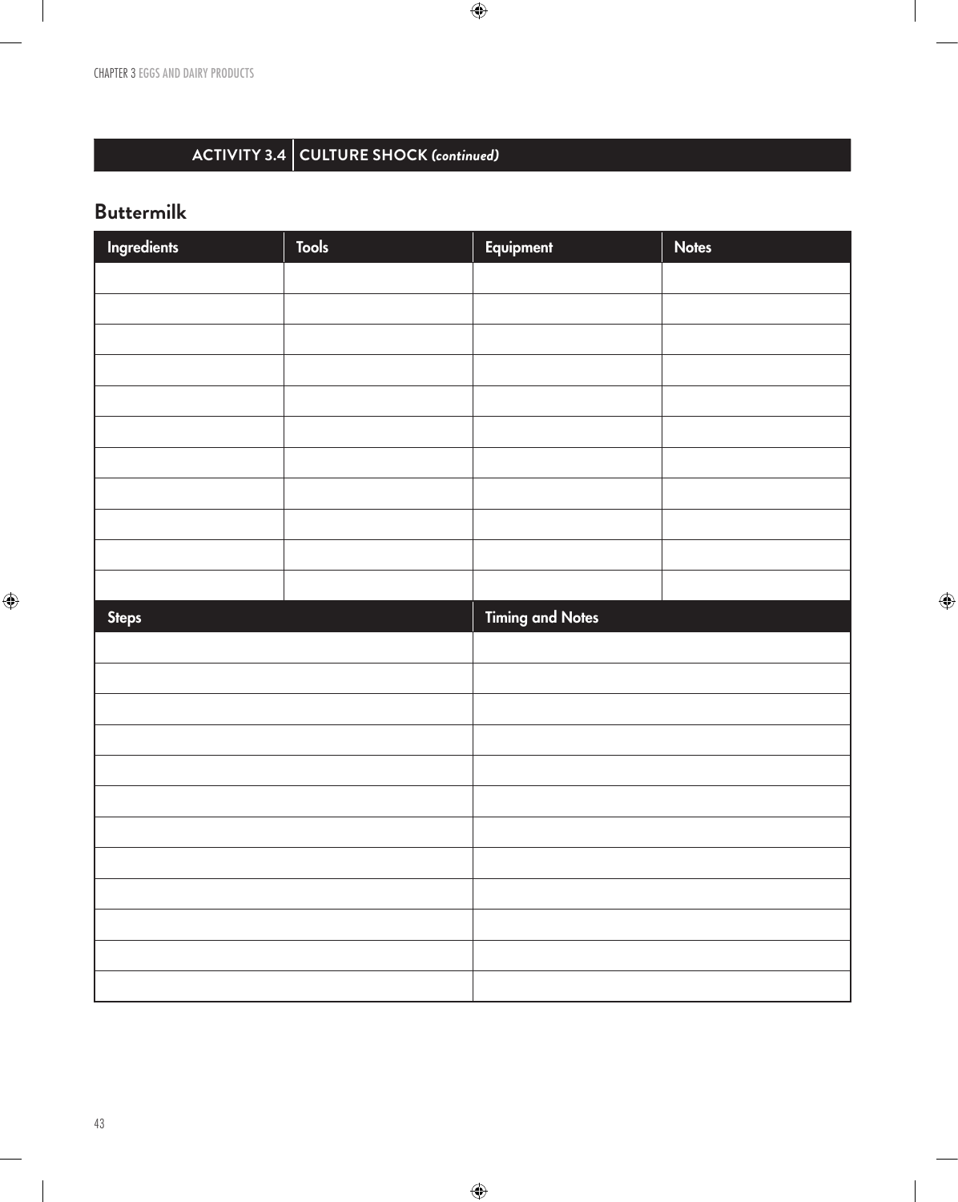## ACTIVITY 3.4 | CULTURE SHOCK *(continued)*

### Buttermilk

| Ingredients | Tools | Equipment | Notes |
|---|---|---|---|
| | | | |
| | | | |
| | | | |
| | | | |
| | | | |
| | | | |
| | | | |
| | | | |
| | | | |
| | | | |
| | | | |

| Steps | Timing and Notes |
|---|---|
| | |
| | |
| | |
| | |
| | |
| | |
| | |
| | |
| | |
| | |
| | |
| | |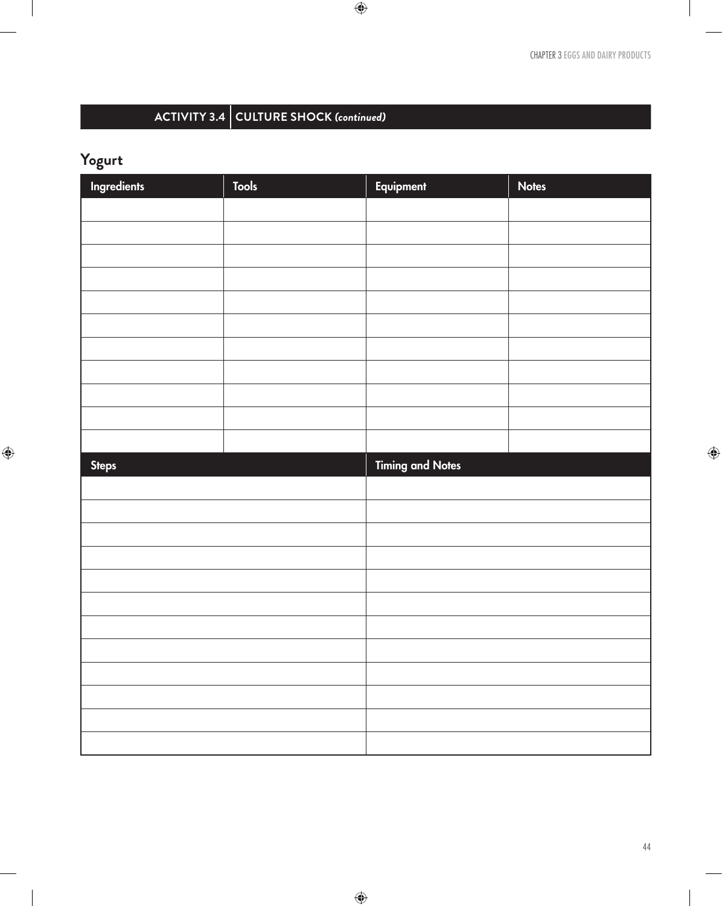## ACTIVITY 3.4 CULTURE SHOCK *(continued)*

### Yogurt

| Ingredients | Tools | Equipment | Notes |
|---|---|---|---|
| | | | |
| | | | |
| | | | |
| | | | |
| | | | |
| | | | |
| | | | |
| | | | |
| | | | |
| | | | |
| | | | |

| Steps | Timing and Notes |
|---|---|
| | |
| | |
| | |
| | |
| | |
| | |
| | |
| | |
| | |
| | |
| | |
| | |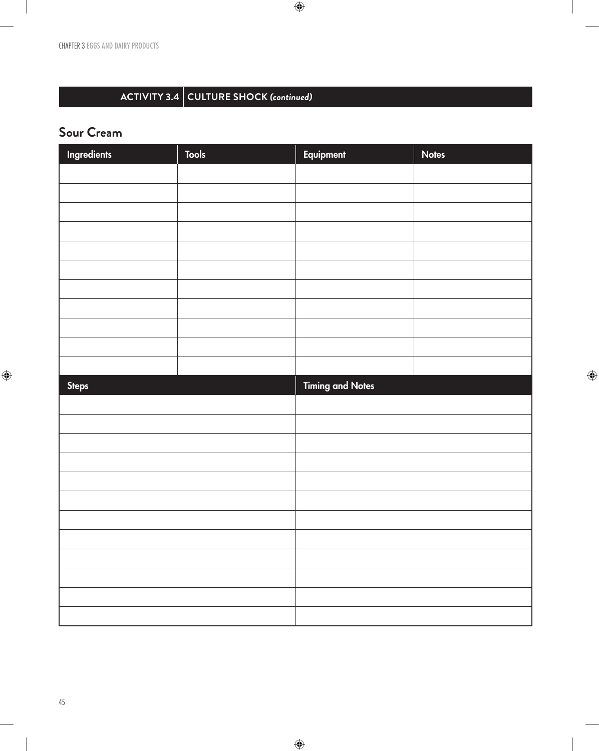## ACTIVITY 3.4 | CULTURE SHOCK *(continued)*

### Sour Cream

| Ingredients | Tools | Equipment | Notes |
| --- | --- | --- | --- |
| | | | |
| | | | |
| | | | |
| | | | |
| | | | |
| | | | |
| | | | |
| | | | |
| | | | |
| | | | |
| | | | |

| Steps | Timing and Notes |
| --- | --- |
| | |
| | |
| | |
| | |
| | |
| | |
| | |
| | |
| | |
| | |
| | |
| | |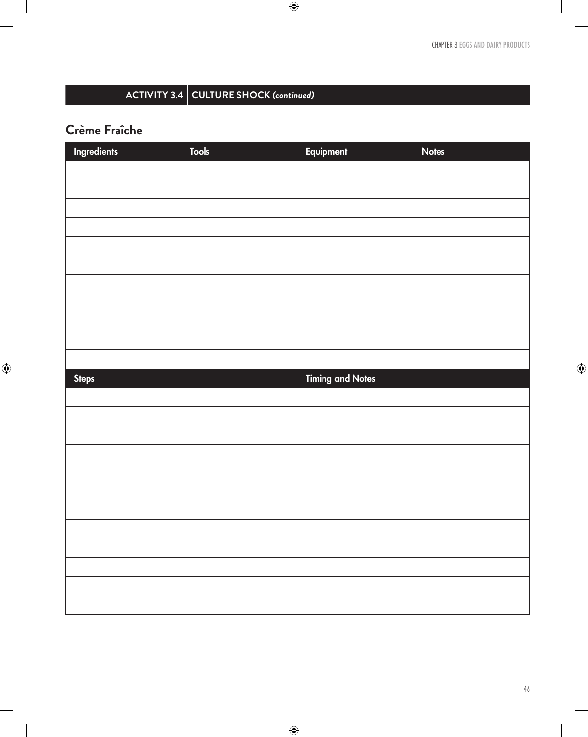## ACTIVITY 3.4 | CULTURE SHOCK *(continued)*

### Crème Fraîche

| Ingredients | Tools | Equipment | Notes |
|---|---|---|---|
| | | | |
| | | | |
| | | | |
| | | | |
| | | | |
| | | | |
| | | | |
| | | | |
| | | | |
| | | | |
| | | | |

| Steps | Timing and Notes |
|---|---|
| | |
| | |
| | |
| | |
| | |
| | |
| | |
| | |
| | |
| | |
| | |
| | |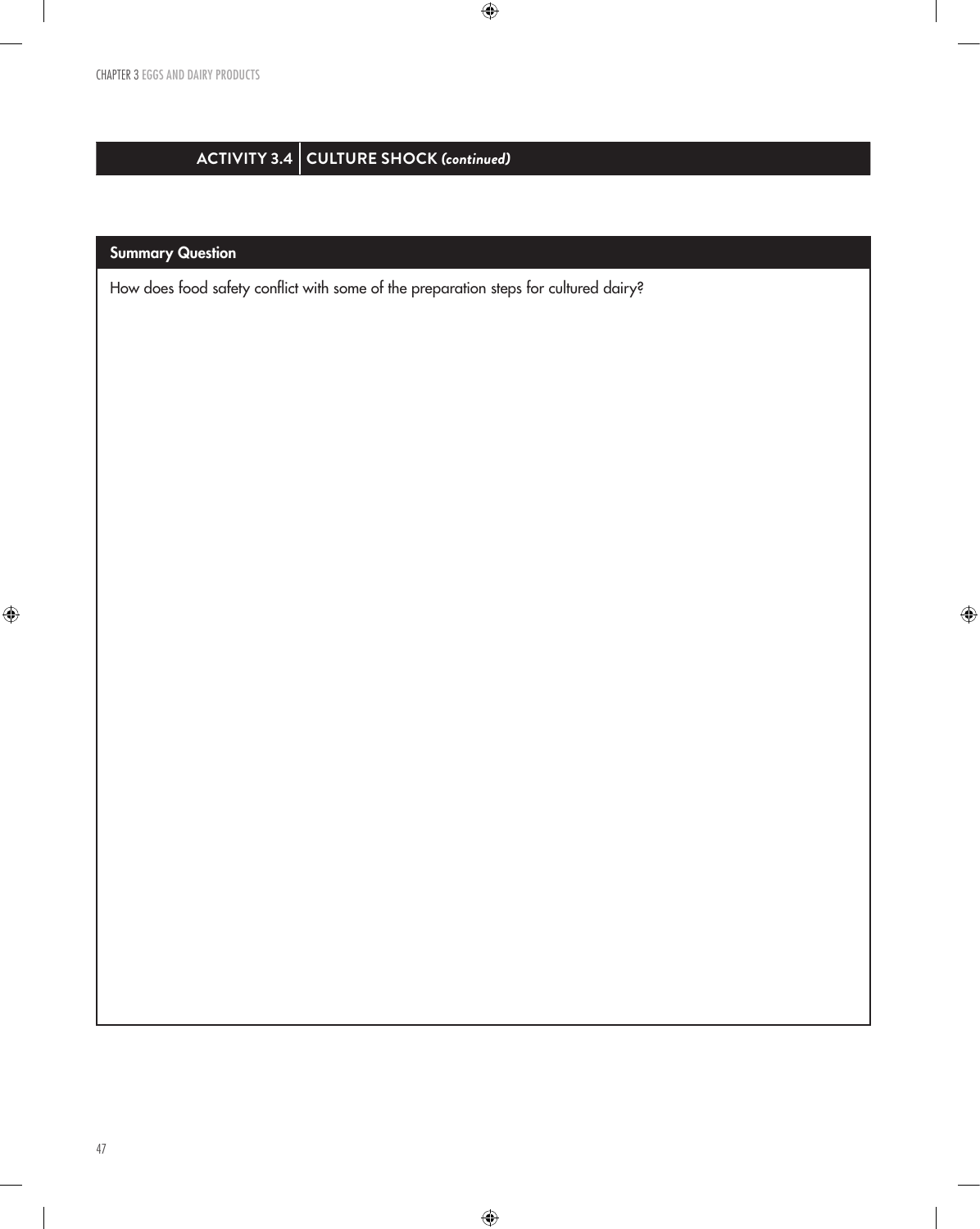## ACTIVITY 3.4 | CULTURE SHOCK *(continued)*

### Summary Question

How does food safety conflict with some of the preparation steps for cultured dairy?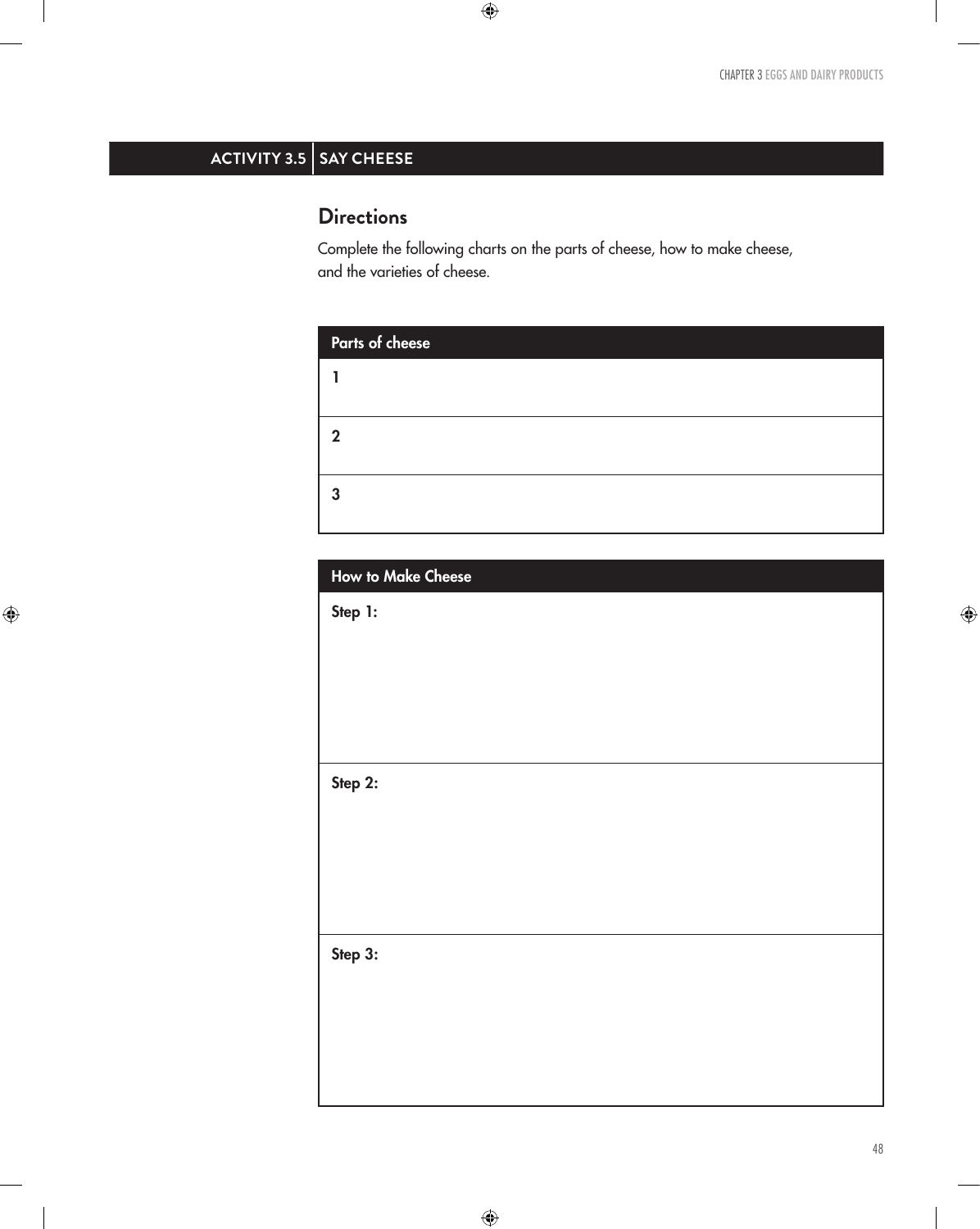## ACTIVITY 3.5 | SAY CHEESE

### Directions

Complete the following charts on the parts of cheese, how to make cheese, and the varieties of cheese.

| Parts of cheese |
| --- |
| 1 |
| 2 |
| 3 |

| How to Make Cheese |
| --- |
| **Step 1:** |
| **Step 2:** |
| **Step 3:** |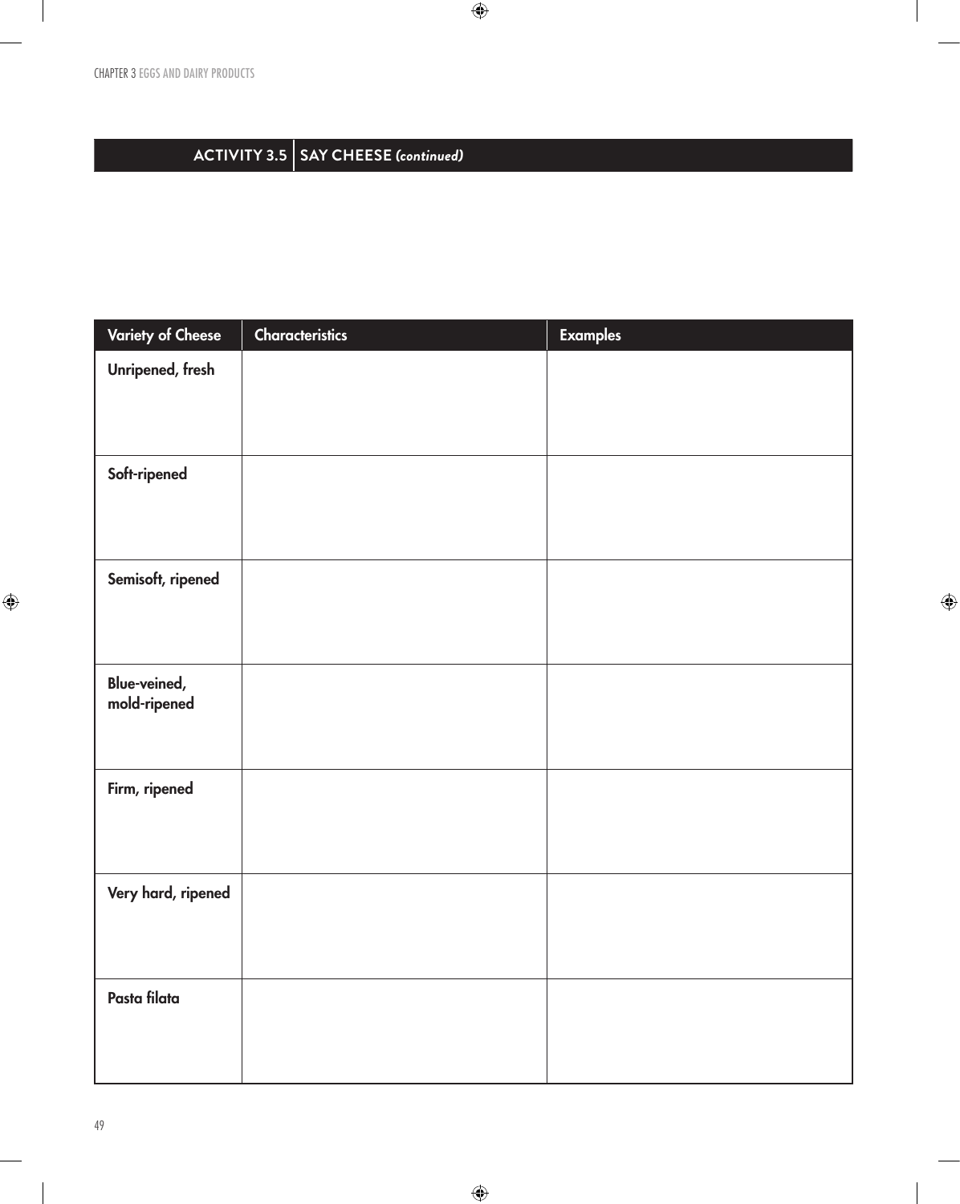## ACTIVITY 3.5 | SAY CHEESE *(continued)*

| Variety of Cheese | Characteristics | Examples |
| --- | --- | --- |
| **Unripened, fresh** | | |
| **Soft-ripened** | | |
| **Semisoft, ripened** | | |
| **Blue-veined, mold-ripened** | | |
| **Firm, ripened** | | |
| **Very hard, ripened** | | |
| **Pasta filata** | | |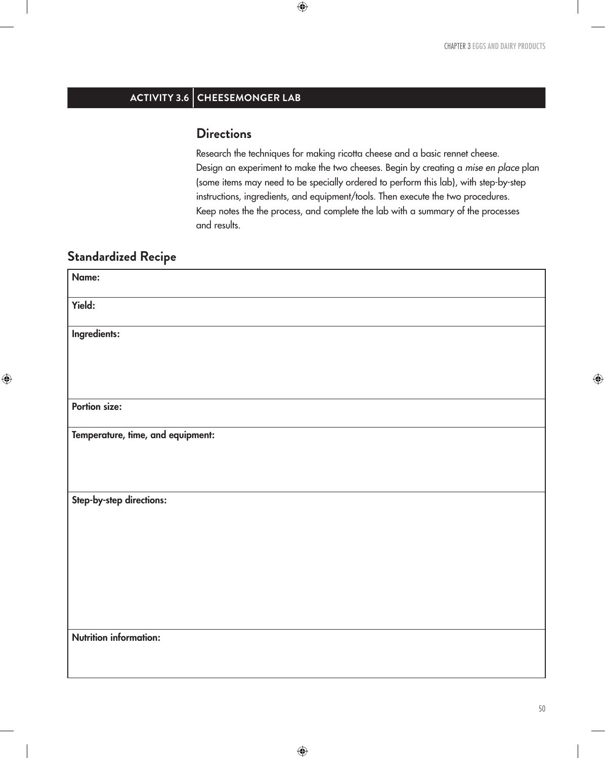## ACTIVITY 3.6 | CHEESEMONGER LAB

### Directions

Research the techniques for making ricotta cheese and a basic rennet cheese. Design an experiment to make the two cheeses. Begin by creating a *mise en place* plan (some items may need to be specially ordered to perform this lab), with step-by-step instructions, ingredients, and equipment/tools. Then execute the two procedures. Keep notes the the process, and complete the lab with a summary of the processes and results.

## Standardized Recipe

| |
|---|
| **Name:** |
| **Yield:** |
| **Ingredients:** |
| **Portion size:** |
| **Temperature, time, and equipment:** |
| **Step-by-step directions:** |
| **Nutrition information:** |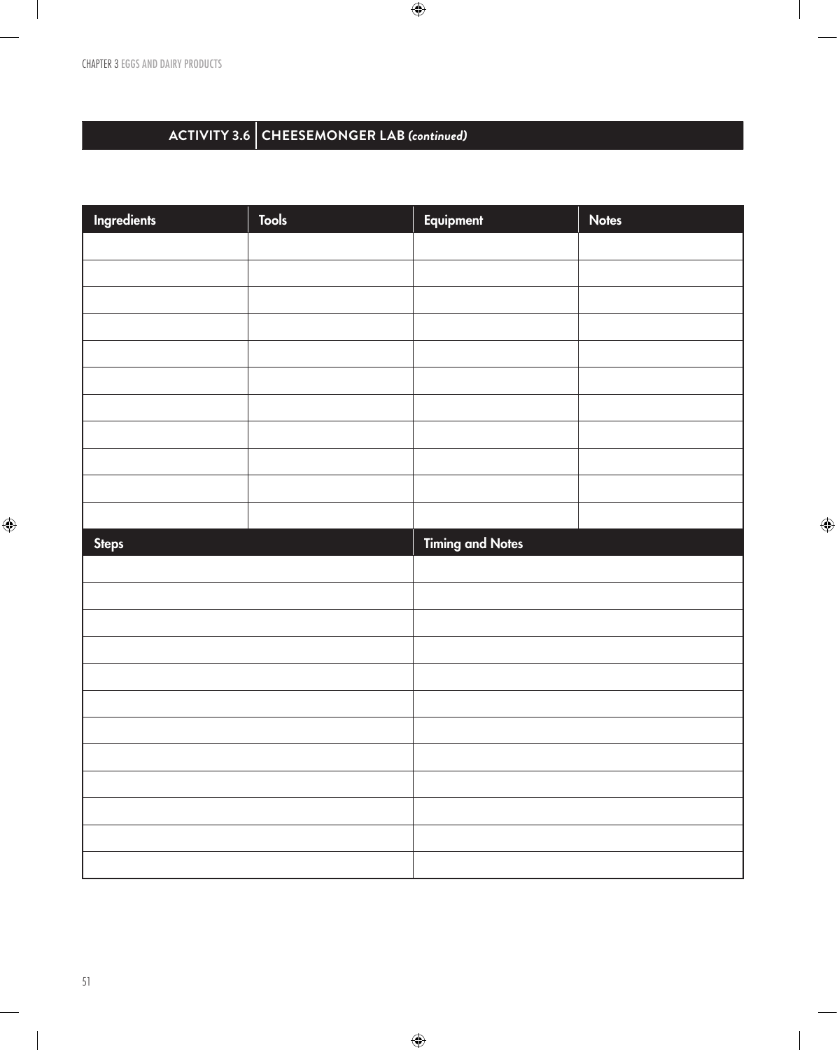## ACTIVITY 3.6 | CHEESEMONGER LAB *(continued)*

| Ingredients | Tools | Equipment | Notes |
|---|---|---|---|
| | | | |
| | | | |
| | | | |
| | | | |
| | | | |
| | | | |
| | | | |
| | | | |
| | | | |
| | | | |
| | | | |

| Steps | Timing and Notes |
|---|---|
| | |
| | |
| | |
| | |
| | |
| | |
| | |
| | |
| | |
| | |
| | |
| | |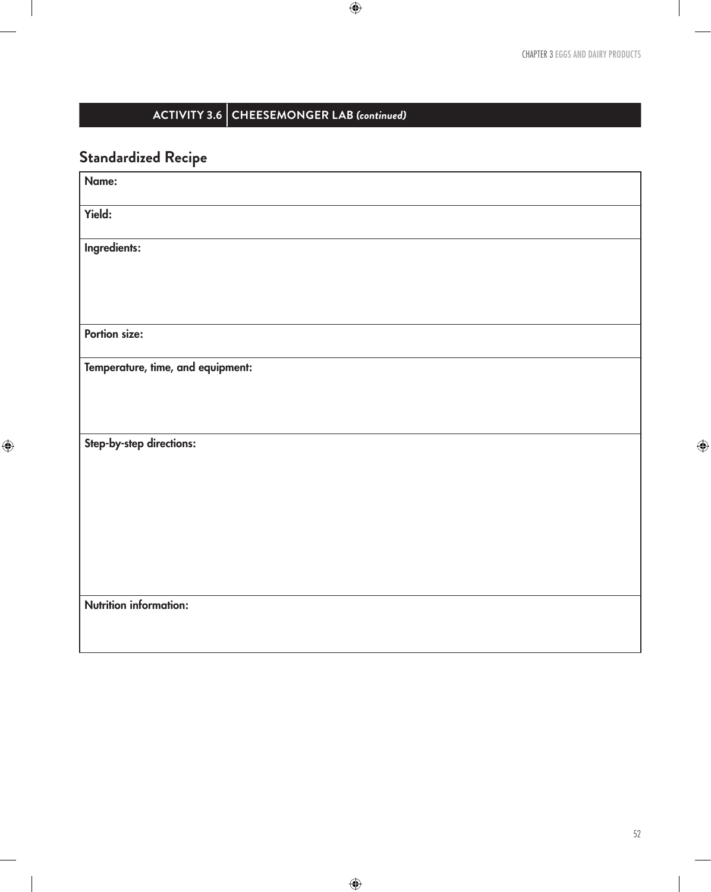## ACTIVITY 3.6 | CHEESEMONGER LAB *(continued)*

### Standardized Recipe

| |
|---|
| **Name:** |
| **Yield:** |
| **Ingredients:** |
| **Portion size:** |
| **Temperature, time, and equipment:** |
| **Step-by-step directions:** |
| **Nutrition information:** |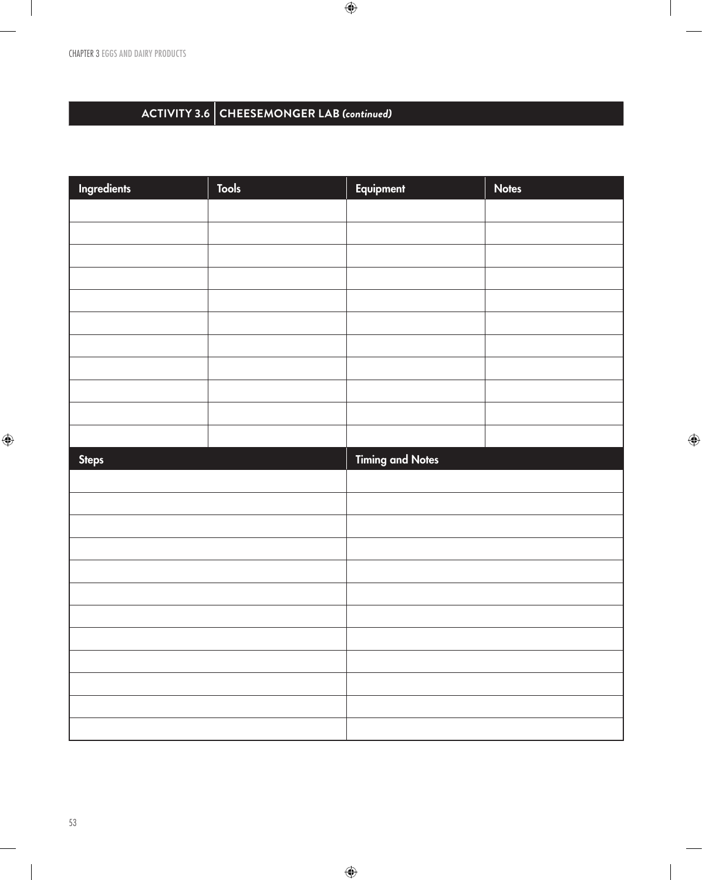## ACTIVITY 3.6 CHEESEMONGER LAB *(continued)*

| Ingredients | Tools | Equipment | Notes |
|---|---|---|---|
| | | | |
| | | | |
| | | | |
| | | | |
| | | | |
| | | | |
| | | | |
| | | | |
| | | | |
| | | | |
| | | | |

| Steps | Timing and Notes |
|---|---|
| | |
| | |
| | |
| | |
| | |
| | |
| | |
| | |
| | |
| | |
| | |
| | |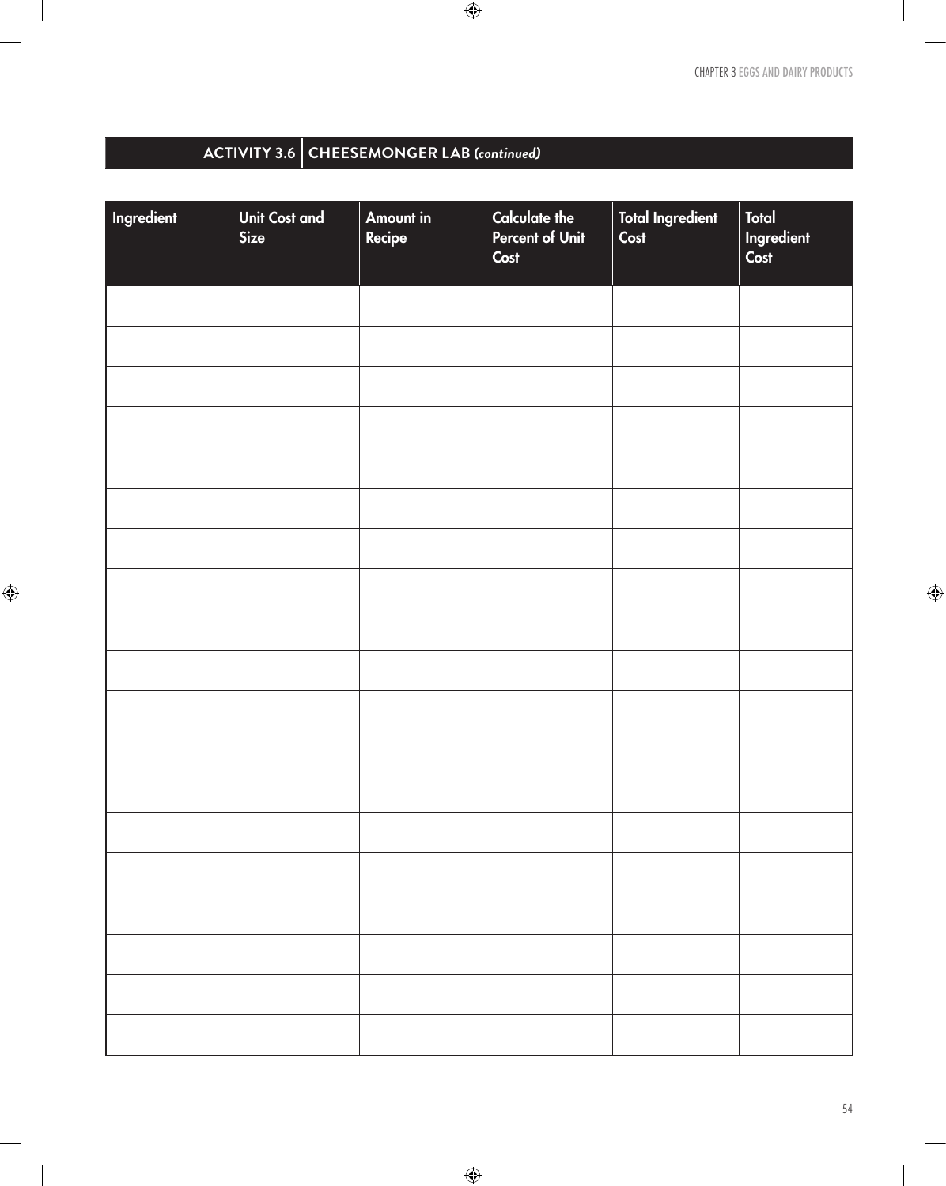## ACTIVITY 3.6 | CHEESEMONGER LAB *(continued)*

| Ingredient | Unit Cost and Size | Amount in Recipe | Calculate the Percent of Unit Cost | Total Ingredient Cost | Total Ingredient Cost |
|---|---|---|---|---|---|
| | | | | | |
| | | | | | |
| | | | | | |
| | | | | | |
| | | | | | |
| | | | | | |
| | | | | | |
| | | | | | |
| | | | | | |
| | | | | | |
| | | | | | |
| | | | | | |
| | | | | | |
| | | | | | |
| | | | | | |
| | | | | | |
| | | | | | |
| | | | | | |
| | | | | | |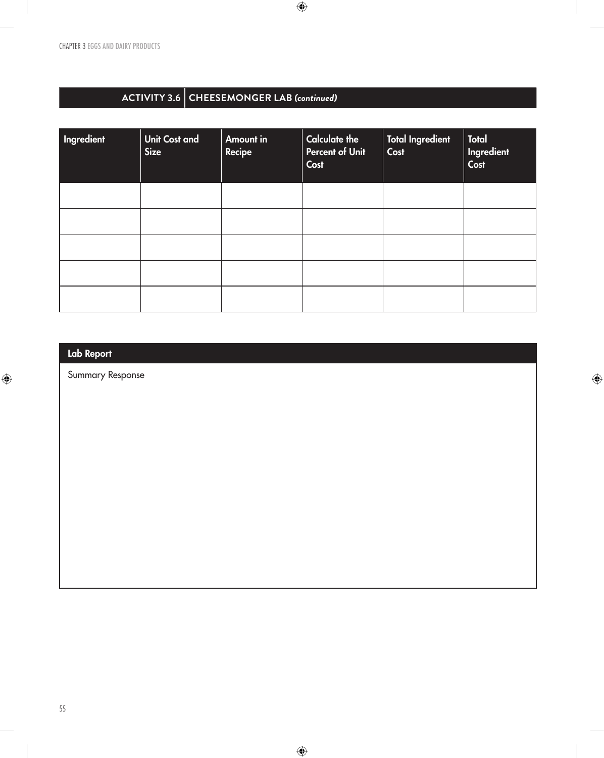## ACTIVITY 3.6 | CHEESEMONGER LAB *(continued)*

| Ingredient | Unit Cost and Size | Amount in Recipe | Calculate the Percent of Unit Cost | Total Ingredient Cost | Total Ingredient Cost |
|---|---|---|---|---|---|
| | | | | | |
| | | | | | |
| | | | | | |
| | | | | | |
| | | | | | |

### Lab Report

Summary Response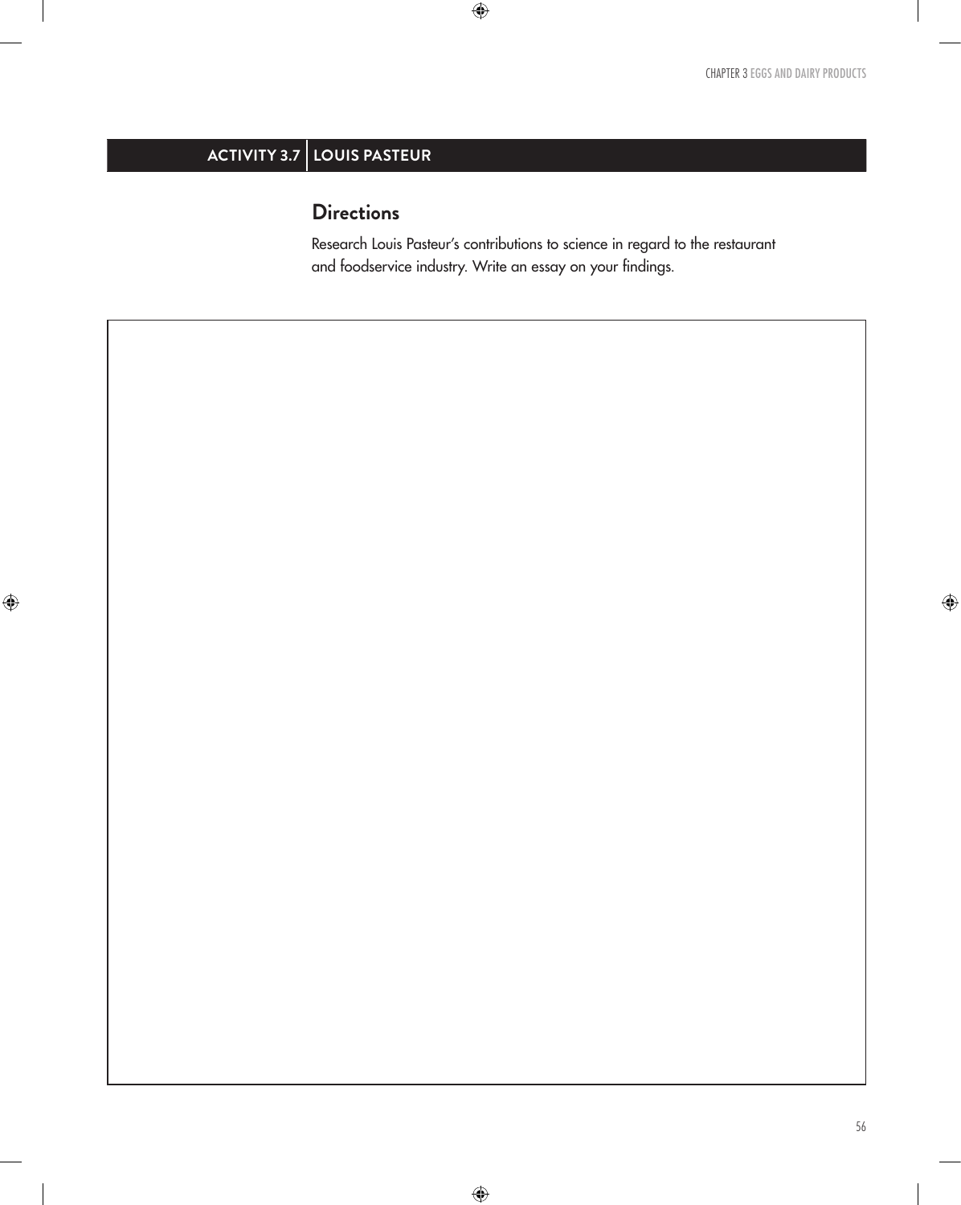## ACTIVITY 3.7 LOUIS PASTEUR

### Directions

Research Louis Pasteur's contributions to science in regard to the restaurant and foodservice industry. Write an essay on your findings.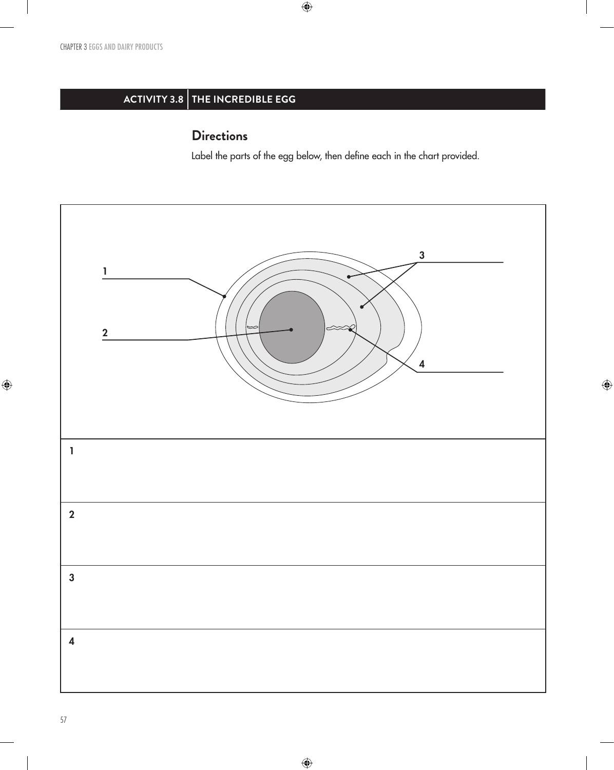## ACTIVITY 3.8 | THE INCREDIBLE EGG

### Directions

Label the parts of the egg below, then define each in the chart provided.

1

2

3

4

| | |
|---|---|
| 1 | |
| 2 | |
| 3 | |
| 4 | |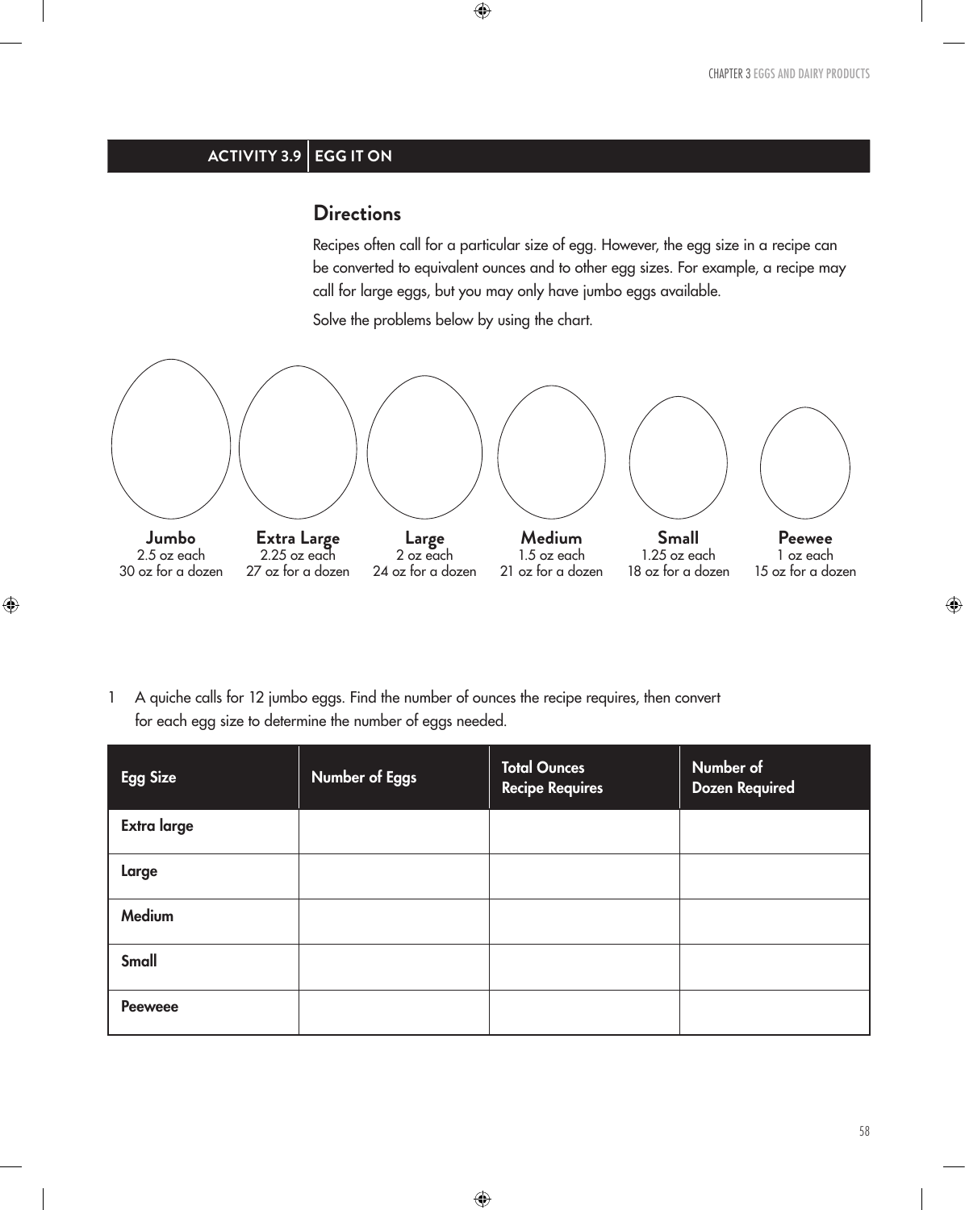## ACTIVITY 3.9 | EGG IT ON

### Directions

Recipes often call for a particular size of egg. However, the egg size in a recipe can be converted to equivalent ounces and to other egg sizes. For example, a recipe may call for large eggs, but you may only have jumbo eggs available.

Solve the problems below by using the chart.

| Jumbo | Extra Large | Large | Medium | Small | Peewee |
|---|---|---|---|---|---|
| 2.5 oz each | 2.25 oz each | 2 oz each | 1.5 oz each | 1.25 oz each | 1 oz each |
| 30 oz for a dozen | 27 oz for a dozen | 24 oz for a dozen | 21 oz for a dozen | 18 oz for a dozen | 15 oz for a dozen |

1 A quiche calls for 12 jumbo eggs. Find the number of ounces the recipe requires, then convert for each egg size to determine the number of eggs needed.

| Egg Size | Number of Eggs | Total Ounces Recipe Requires | Number of Dozen Required |
|---|---|---|---|
| Extra large | | | |
| Large | | | |
| Medium | | | |
| Small | | | |
| Peeweee | | | |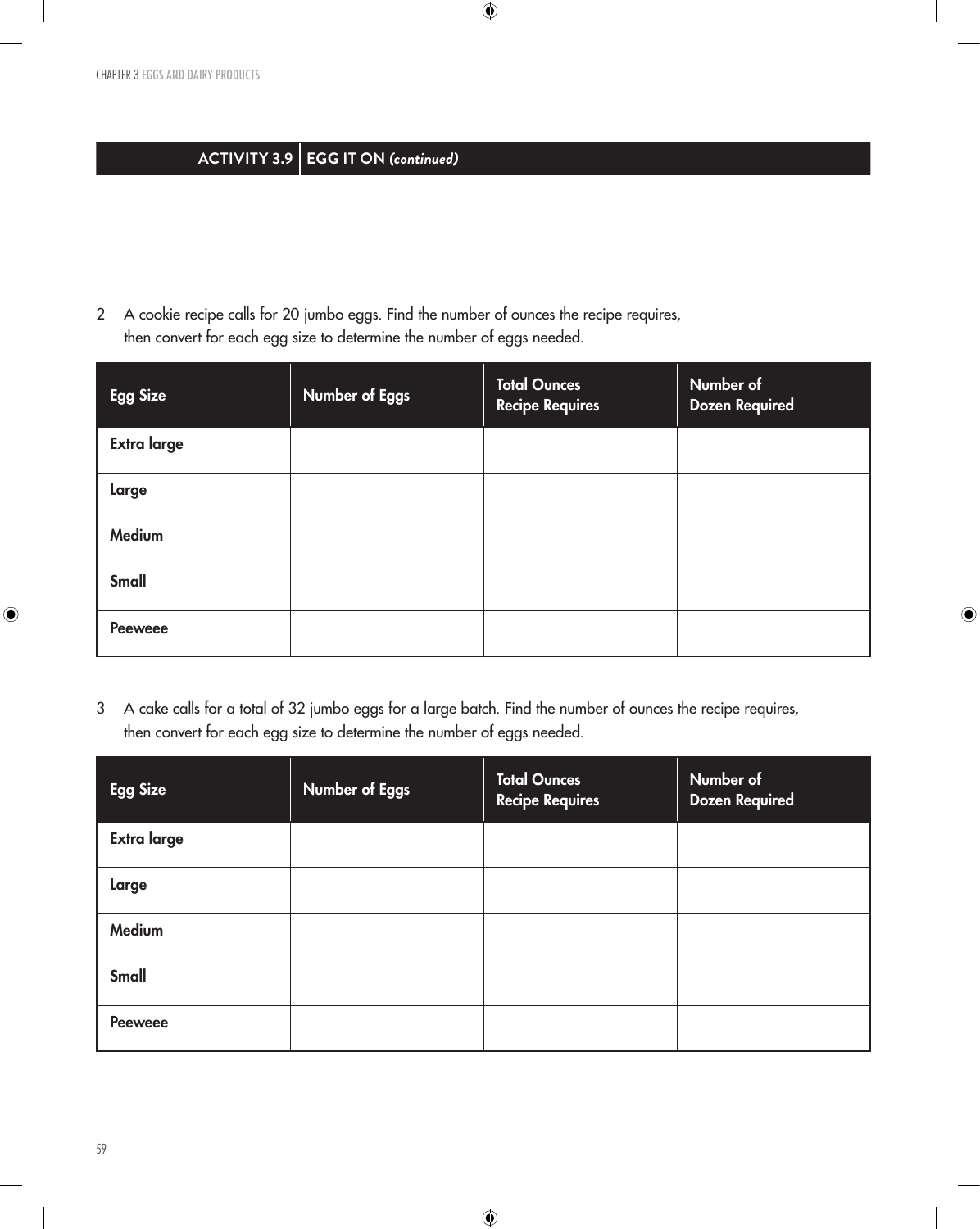## ACTIVITY 3.9 | EGG IT ON *(continued)*

2 A cookie recipe calls for 20 jumbo eggs. Find the number of ounces the recipe requires, then convert for each egg size to determine the number of eggs needed.

| Egg Size | Number of Eggs | Total Ounces Recipe Requires | Number of Dozen Required |
|---|---|---|---|
| **Extra large** | | | |
| **Large** | | | |
| **Medium** | | | |
| **Small** | | | |
| **Peeweee** | | | |

3 A cake calls for a total of 32 jumbo eggs for a large batch. Find the number of ounces the recipe requires, then convert for each egg size to determine the number of eggs needed.

| Egg Size | Number of Eggs | Total Ounces Recipe Requires | Number of Dozen Required |
|---|---|---|---|
| **Extra large** | | | |
| **Large** | | | |
| **Medium** | | | |
| **Small** | | | |
| **Peeweee** | | | |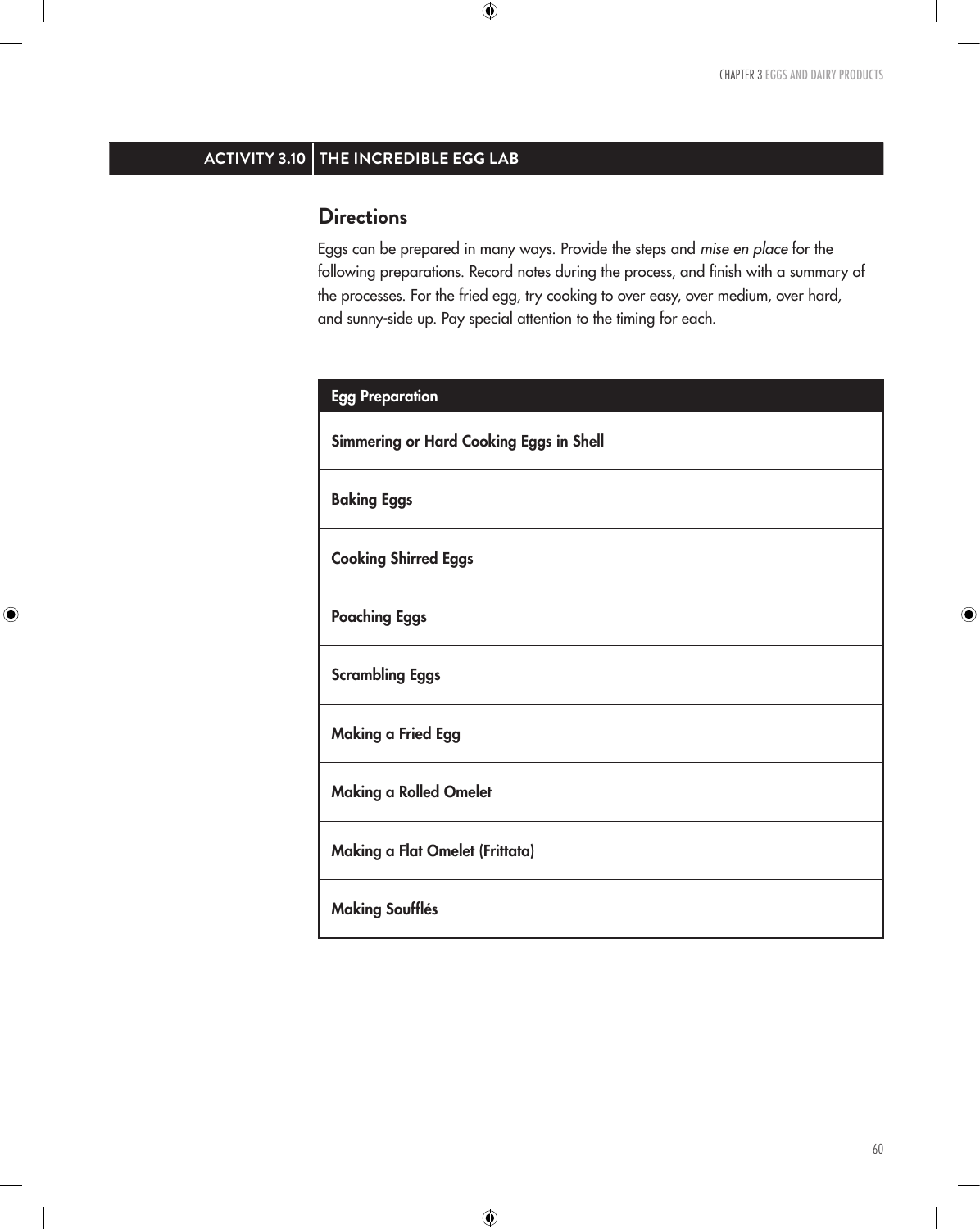## ACTIVITY 3.10 | THE INCREDIBLE EGG LAB

### Directions

Eggs can be prepared in many ways. Provide the steps and *mise en place* for the following preparations. Record notes during the process, and finish with a summary of the processes. For the fried egg, try cooking to over easy, over medium, over hard, and sunny-side up. Pay special attention to the timing for each.

| Egg Preparation |
| --- |
| **Simmering or Hard Cooking Eggs in Shell** |
| **Baking Eggs** |
| **Cooking Shirred Eggs** |
| **Poaching Eggs** |
| **Scrambling Eggs** |
| **Making a Fried Egg** |
| **Making a Rolled Omelet** |
| **Making a Flat Omelet (Frittata)** |
| **Making Soufflés** |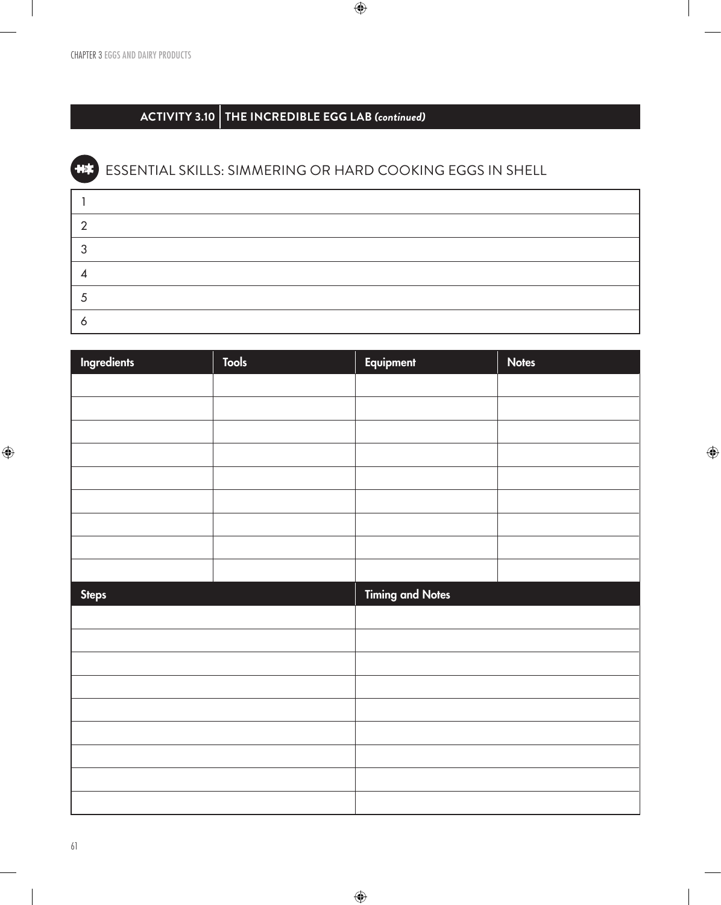## ACTIVITY 3.10 | THE INCREDIBLE EGG LAB *(continued)*

### ESSENTIAL SKILLS: SIMMERING OR HARD COOKING EGGS IN SHELL

| | |
|---|---|
| 1 | |
| 2 | |
| 3 | |
| 4 | |
| 5 | |
| 6 | |

| Ingredients | Tools | Equipment | Notes |
|---|---|---|---|
| | | | |
| | | | |
| | | | |
| | | | |
| | | | |
| | | | |
| | | | |
| | | | |
| | | | |

| Steps | Timing and Notes |
|---|---|
| | |
| | |
| | |
| | |
| | |
| | |
| | |
| | |
| | |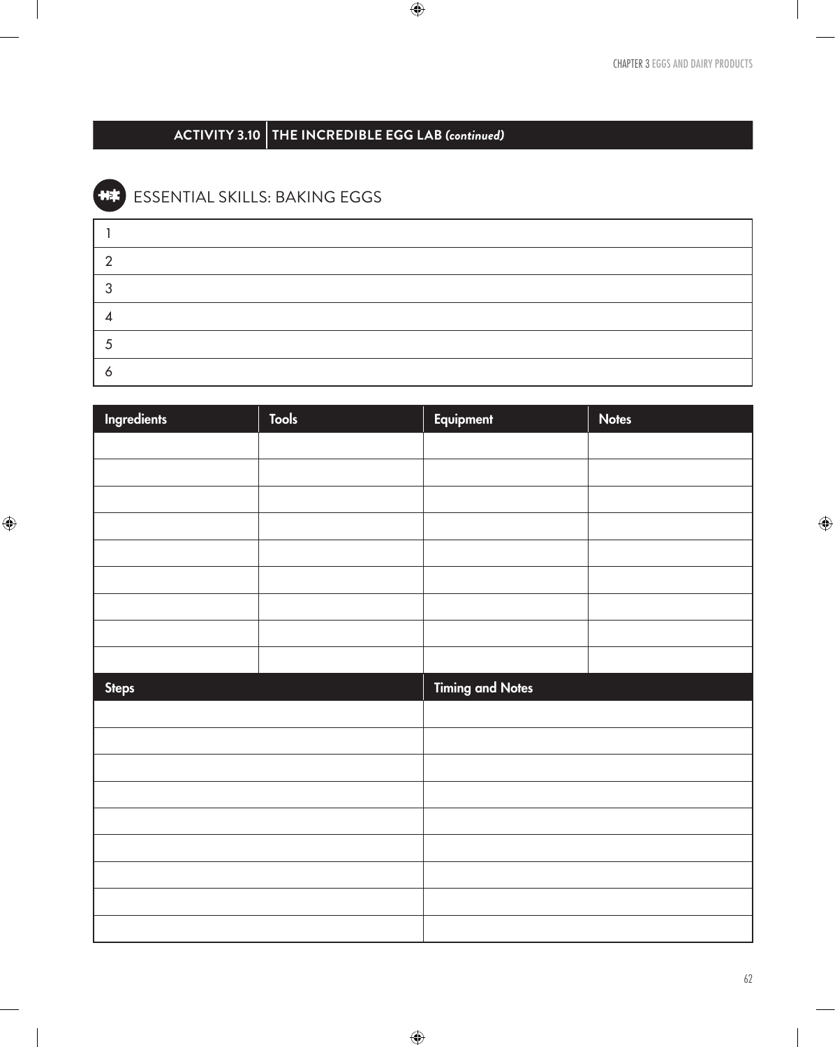## ACTIVITY 3.10 | THE INCREDIBLE EGG LAB *(continued)*

### ESSENTIAL SKILLS: BAKING EGGS

| | |
|---|---|
| 1 | |
| 2 | |
| 3 | |
| 4 | |
| 5 | |
| 6 | |

| Ingredients | Tools | Equipment | Notes |
|---|---|---|---|
| | | | |
| | | | |
| | | | |
| | | | |
| | | | |
| | | | |
| | | | |
| | | | |
| | | | |

| Steps | Timing and Notes |
|---|---|
| | |
| | |
| | |
| | |
| | |
| | |
| | |
| | |
| | |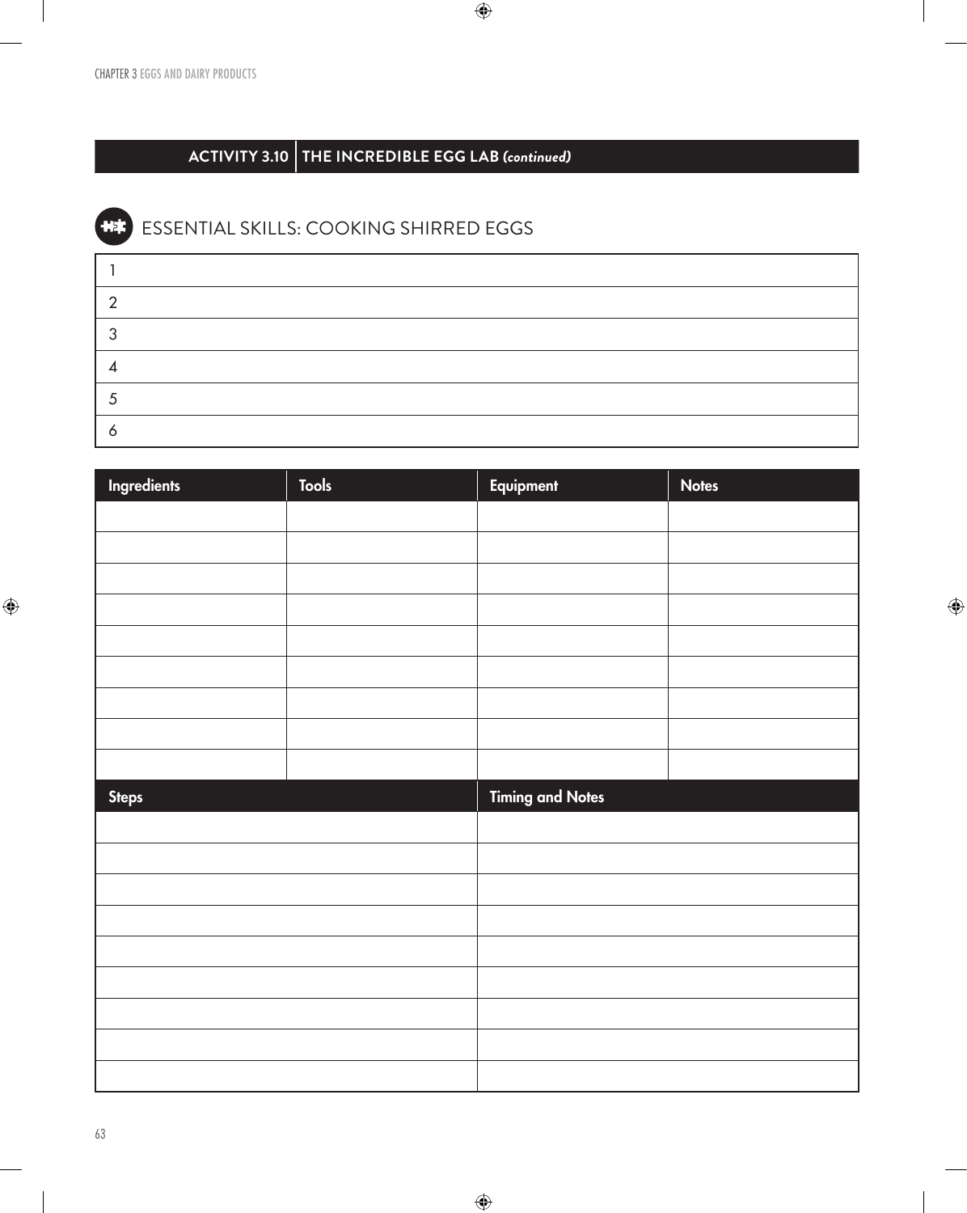## ACTIVITY 3.10 | THE INCREDIBLE EGG LAB *(continued)*

### ESSENTIAL SKILLS: COOKING SHIRRED EGGS

| |
|---|
| 1 |
| 2 |
| 3 |
| 4 |
| 5 |
| 6 |

| Ingredients | Tools | Equipment | Notes |
|---|---|---|---|
| | | | |
| | | | |
| | | | |
| | | | |
| | | | |
| | | | |
| | | | |
| | | | |
| | | | |

| Steps | Timing and Notes |
|---|---|
| | |
| | |
| | |
| | |
| | |
| | |
| | |
| | |
| | |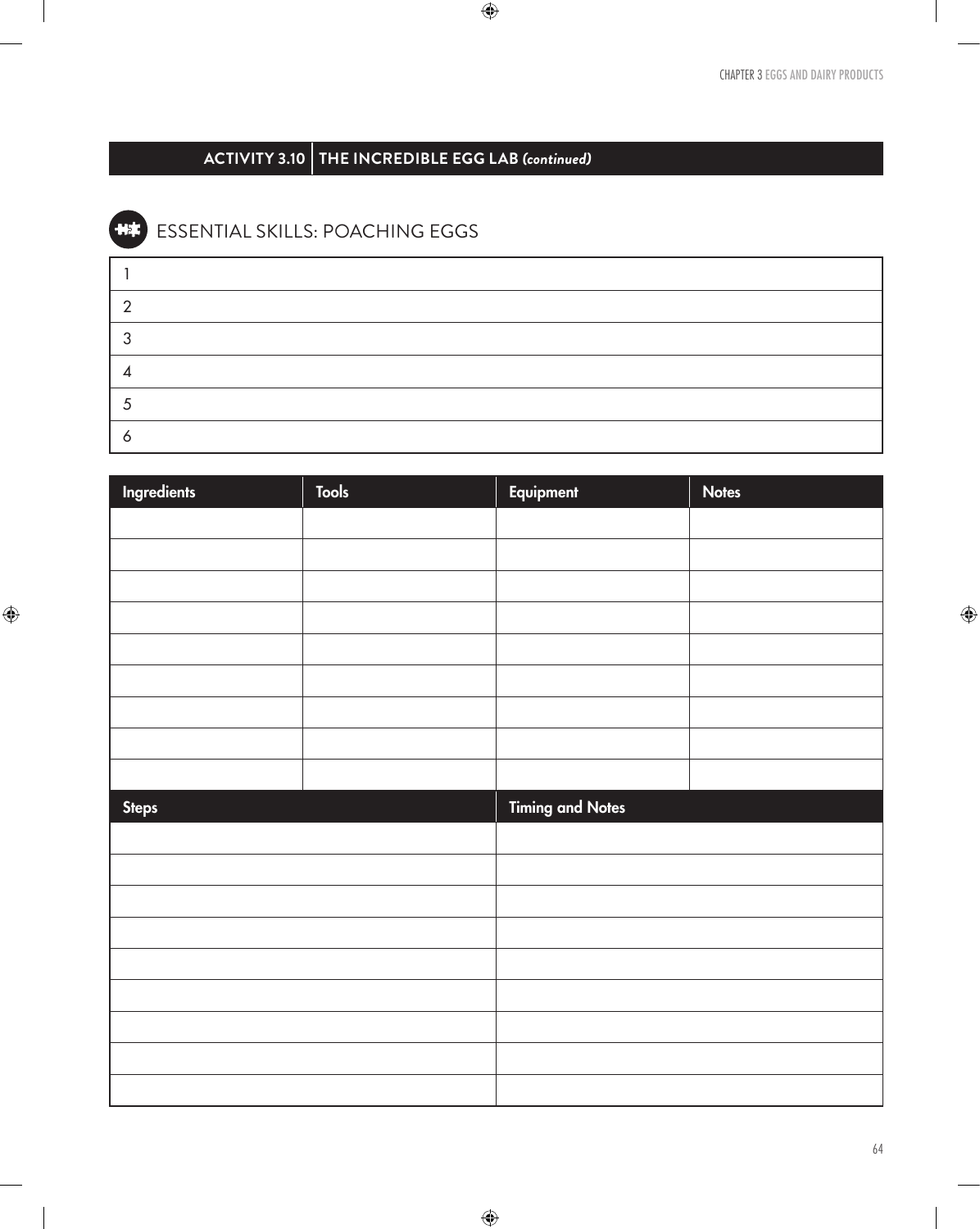## ACTIVITY 3.10 | THE INCREDIBLE EGG LAB *(continued)*

### ESSENTIAL SKILLS: POACHING EGGS

| |
|---|
| 1 |
| 2 |
| 3 |
| 4 |
| 5 |
| 6 |

| Ingredients | Tools | Equipment | Notes |
|---|---|---|---|
| | | | |
| | | | |
| | | | |
| | | | |
| | | | |
| | | | |
| | | | |
| | | | |
| | | | |

| Steps | Timing and Notes |
|---|---|
| | |
| | |
| | |
| | |
| | |
| | |
| | |
| | |
| | |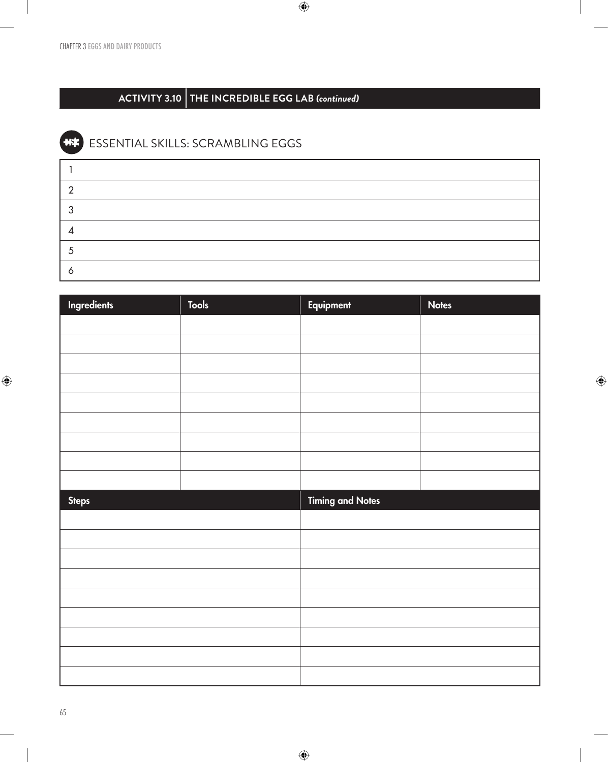## ACTIVITY 3.10 | THE INCREDIBLE EGG LAB *(continued)*

### ESSENTIAL SKILLS: SCRAMBLING EGGS

| | |
|---|---|
| 1 | |
| 2 | |
| 3 | |
| 4 | |
| 5 | |
| 6 | |

| Ingredients | Tools | Equipment | Notes |
|---|---|---|---|
| | | | |
| | | | |
| | | | |
| | | | |
| | | | |
| | | | |
| | | | |
| | | | |
| | | | |

| Steps | Timing and Notes |
|---|---|
| | |
| | |
| | |
| | |
| | |
| | |
| | |
| | |
| | |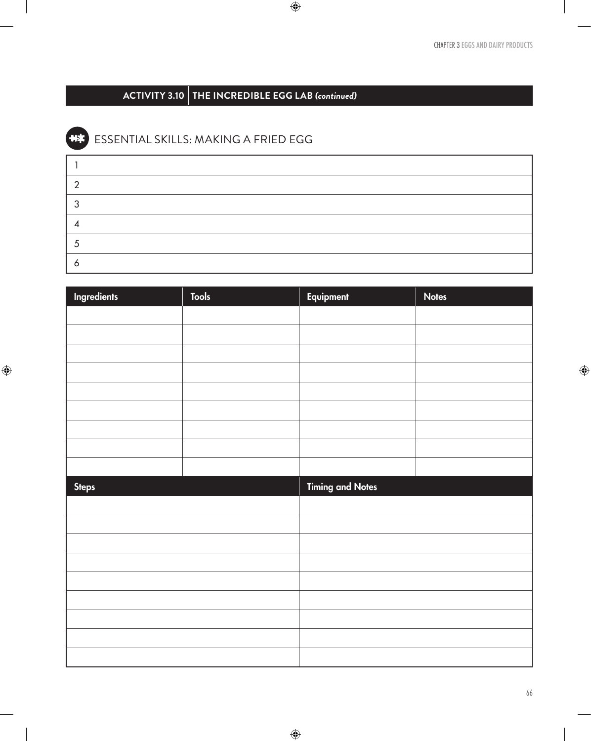## ACTIVITY 3.10 | THE INCREDIBLE EGG LAB *(continued)*

### ESSENTIAL SKILLS: MAKING A FRIED EGG

| |
|---|
| 1 |
| 2 |
| 3 |
| 4 |
| 5 |
| 6 |

| Ingredients | Tools | Equipment | Notes |
|---|---|---|---|
| | | | |
| | | | |
| | | | |
| | | | |
| | | | |
| | | | |
| | | | |
| | | | |
| | | | |

| Steps | Timing and Notes |
|---|---|
| | |
| | |
| | |
| | |
| | |
| | |
| | |
| | |
| | |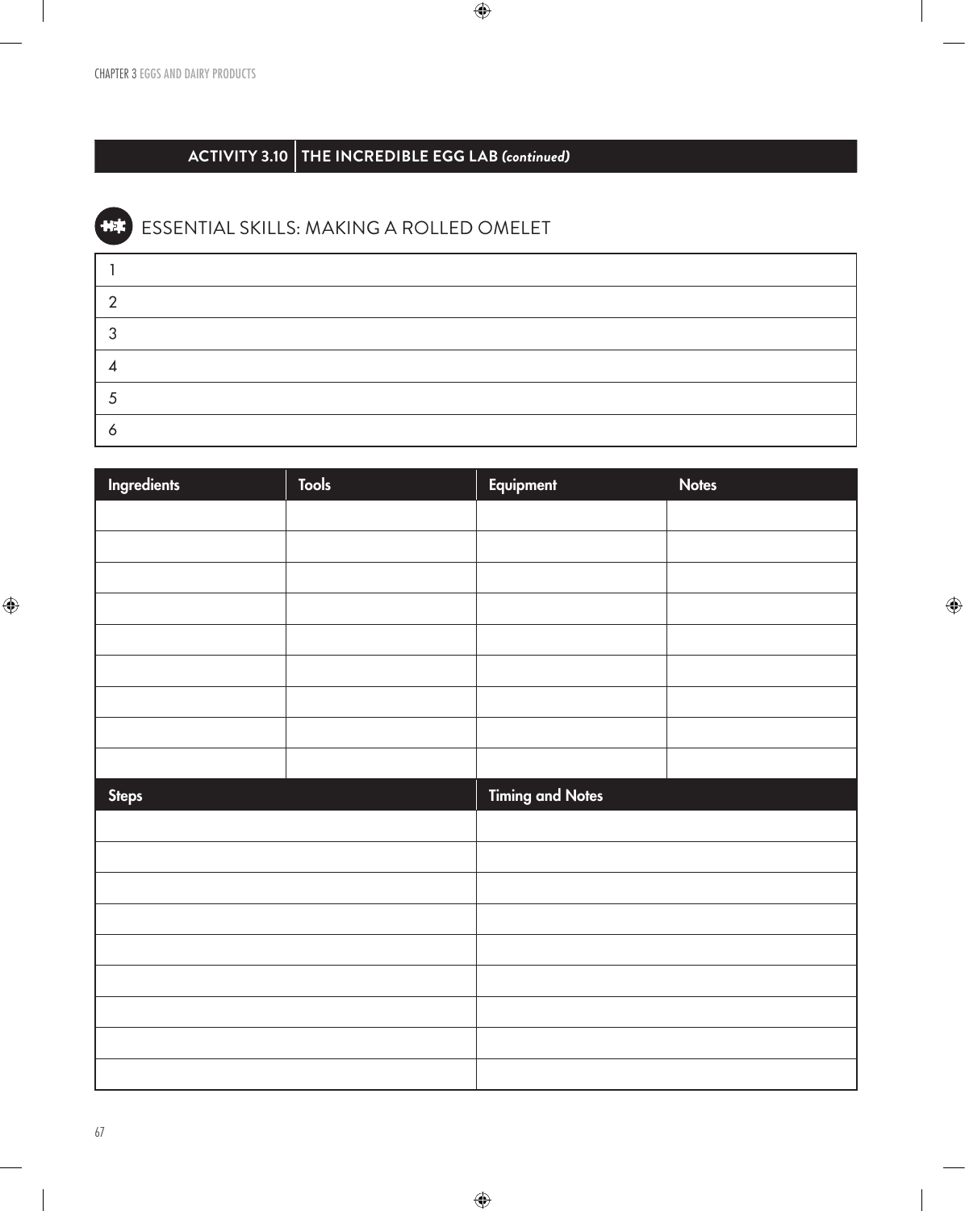## ACTIVITY 3.10 | THE INCREDIBLE EGG LAB *(continued)*

### ESSENTIAL SKILLS: MAKING A ROLLED OMELET

| |
|---|
| 1 |
| 2 |
| 3 |
| 4 |
| 5 |
| 6 |

| Ingredients | Tools | Equipment | Notes |
|---|---|---|---|
| | | | |
| | | | |
| | | | |
| | | | |
| | | | |
| | | | |
| | | | |
| | | | |
| | | | |

| Steps | Timing and Notes |
|---|---|
| | |
| | |
| | |
| | |
| | |
| | |
| | |
| | |
| | |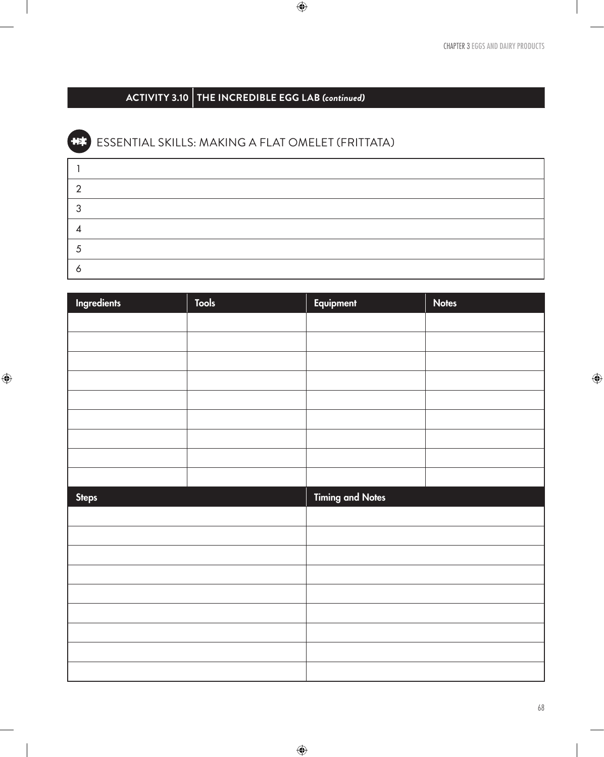## ACTIVITY 3.10 | THE INCREDIBLE EGG LAB *(continued)*

### ESSENTIAL SKILLS: MAKING A FLAT OMELET (FRITTATA)

| |
|---|
| 1 |
| 2 |
| 3 |
| 4 |
| 5 |
| 6 |

| Ingredients | Tools | Equipment | Notes |
|---|---|---|---|
| | | | |
| | | | |
| | | | |
| | | | |
| | | | |
| | | | |
| | | | |
| | | | |
| | | | |

| Steps | Timing and Notes |
|---|---|
| | |
| | |
| | |
| | |
| | |
| | |
| | |
| | |
| | |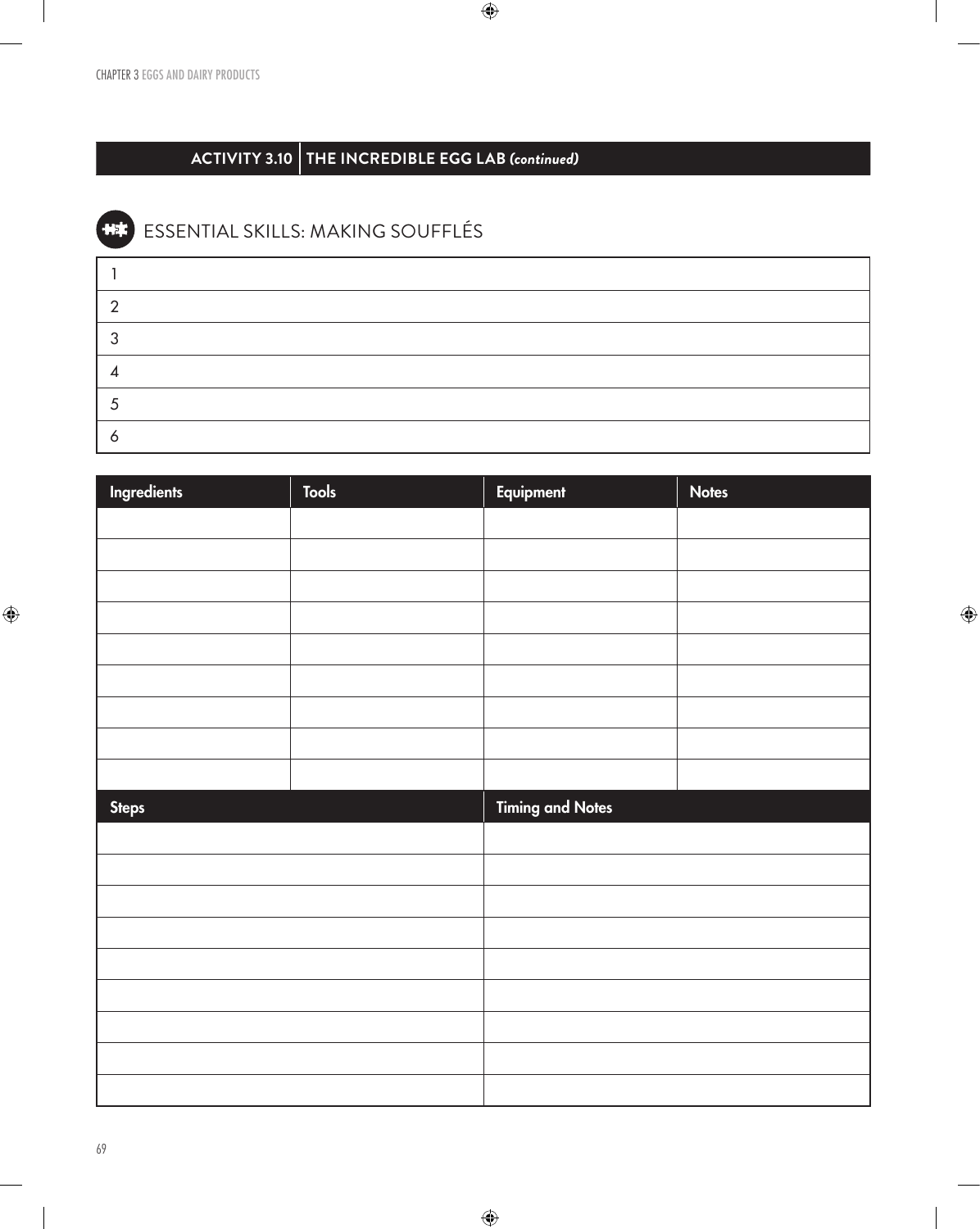## ACTIVITY 3.10 | THE INCREDIBLE EGG LAB *(continued)*

### ESSENTIAL SKILLS: MAKING SOUFFLÉS

| |
|---|
| 1 |
| 2 |
| 3 |
| 4 |
| 5 |
| 6 |

| Ingredients | Tools | Equipment | Notes |
|---|---|---|---|
| | | | |
| | | | |
| | | | |
| | | | |
| | | | |
| | | | |
| | | | |
| | | | |
| | | | |

| Steps | Timing and Notes |
|---|---|
| | |
| | |
| | |
| | |
| | |
| | |
| | |
| | |
| | |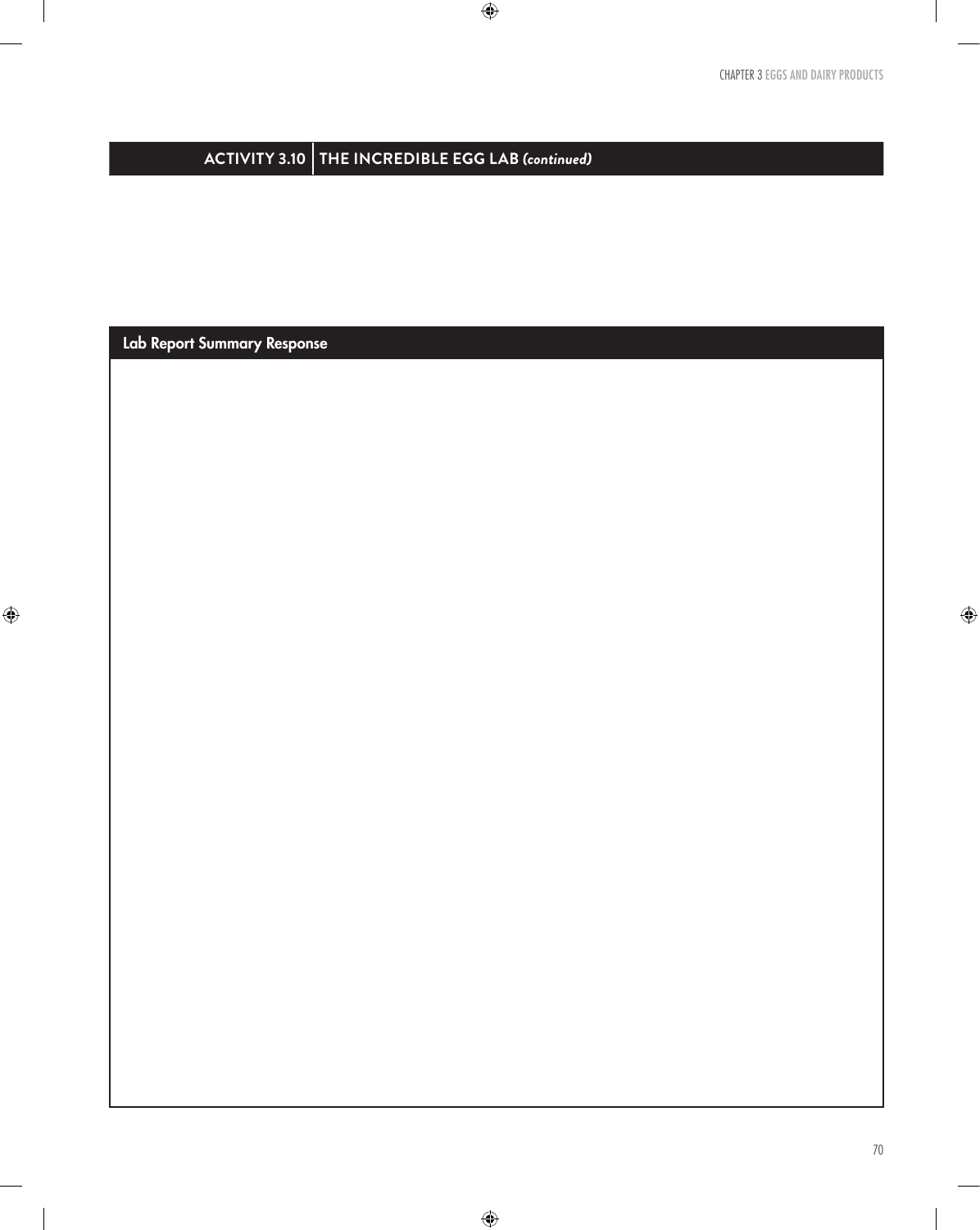## ACTIVITY 3.10 | THE INCREDIBLE EGG LAB *(continued)*

### Lab Report Summary Response